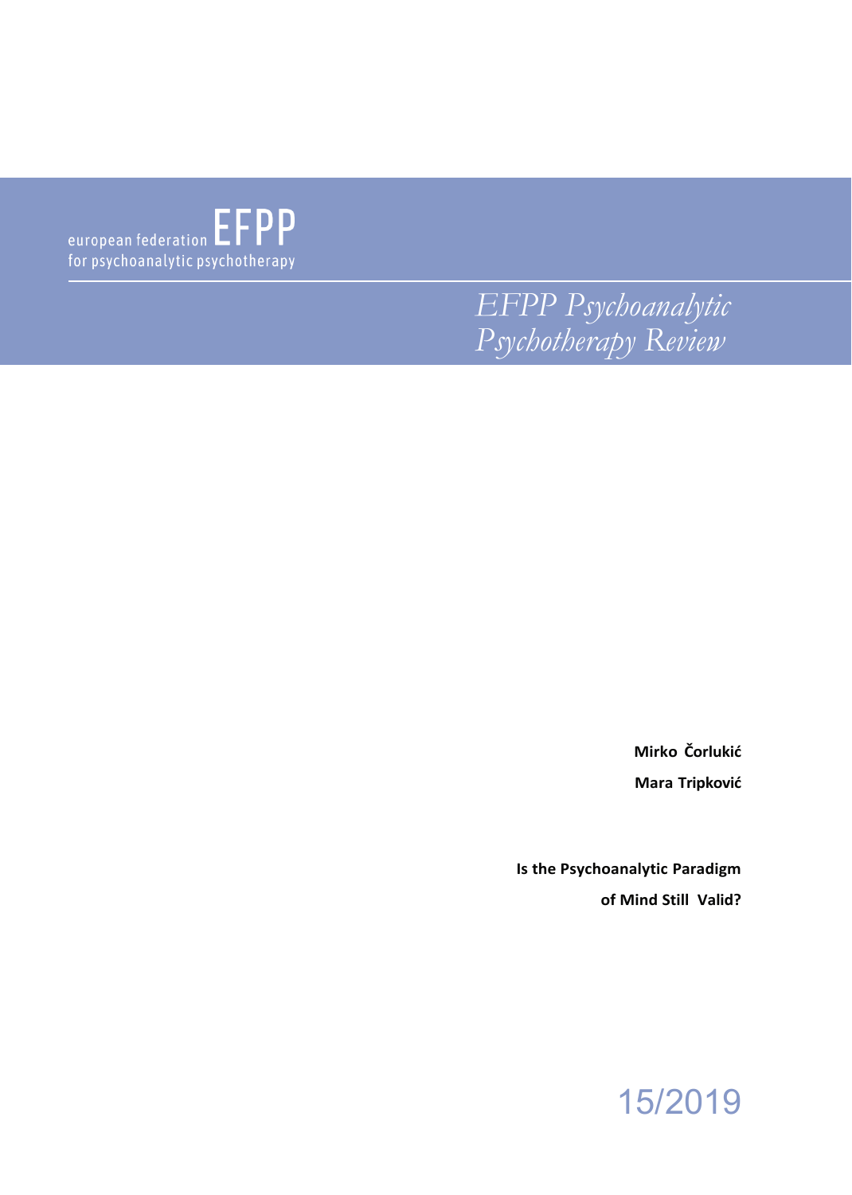european federation **EFPP**
for psychoanalytic psychotherapy

*EFPP Psychoanalytic Psychotherapy Review*

**Mirko Čorlukić**

**Mara Tripković**

# Is the Psychoanalytic Paradigm of Mind Still Valid?

15/2019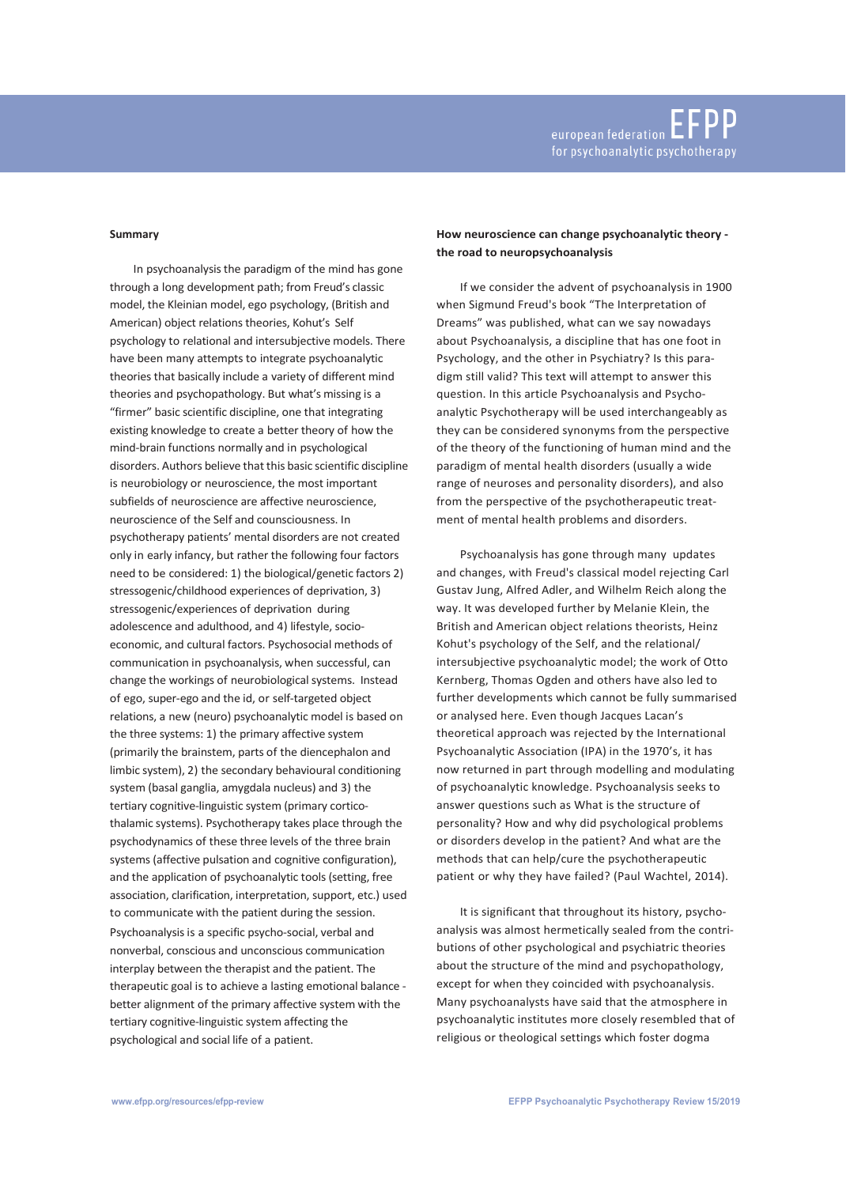## Summary

In psychoanalysis the paradigm of the mind has gone through a long development path; from Freud's classic model, the Kleinian model, ego psychology, (British and American) object relations theories, Kohut's Self psychology to relational and intersubjective models. There have been many attempts to integrate psychoanalytic theories that basically include a variety of different mind theories and psychopathology. But what's missing is a "firmer" basic scientific discipline, one that integrating existing knowledge to create a better theory of how the mind-brain functions normally and in psychological disorders. Authors believe that this basic scientific discipline is neurobiology or neuroscience, the most important subfields of neuroscience are affective neuroscience, neuroscience of the Self and counsciousness. In psychotherapy patients' mental disorders are not created only in early infancy, but rather the following four factors need to be considered: 1) the biological/genetic factors 2) stressogenic/childhood experiences of deprivation, 3) stressogenic/experiences of deprivation during adolescence and adulthood, and 4) lifestyle, socio-economic, and cultural factors. Psychosocial methods of communication in psychoanalysis, when successful, can change the workings of neurobiological systems. Instead of ego, super-ego and the id, or self-targeted object relations, a new (neuro) psychoanalytic model is based on the three systems: 1) the primary affective system (primarily the brainstem, parts of the diencephalon and limbic system), 2) the secondary behavioural conditioning system (basal ganglia, amygdala nucleus) and 3) the tertiary cognitive-linguistic system (primary cortico-thalamic systems). Psychotherapy takes place through the psychodynamics of these three levels of the three brain systems (affective pulsation and cognitive configuration), and the application of psychoanalytic tools (setting, free association, clarification, interpretation, support, etc.) used to communicate with the patient during the session. Psychoanalysis is a specific psycho-social, verbal and nonverbal, conscious and unconscious communication interplay between the therapist and the patient. The therapeutic goal is to achieve a lasting emotional balance - better alignment of the primary affective system with the tertiary cognitive-linguistic system affecting the psychological and social life of a patient.

## How neuroscience can change psychoanalytic theory - the road to neuropsychoanalysis

If we consider the advent of psychoanalysis in 1900 when Sigmund Freud's book "The Interpretation of Dreams" was published, what can we say nowadays about Psychoanalysis, a discipline that has one foot in Psychology, and the other in Psychiatry? Is this paradigm still valid? This text will attempt to answer this question. In this article Psychoanalysis and Psychoanalytic Psychotherapy will be used interchangeably as they can be considered synonyms from the perspective of the theory of the functioning of human mind and the paradigm of mental health disorders (usually a wide range of neuroses and personality disorders), and also from the perspective of the psychotherapeutic treatment of mental health problems and disorders.

Psychoanalysis has gone through many updates and changes, with Freud's classical model rejecting Carl Gustav Jung, Alfred Adler, and Wilhelm Reich along the way. It was developed further by Melanie Klein, the British and American object relations theorists, Heinz Kohut's psychology of the Self, and the relational/intersubjective psychoanalytic model; the work of Otto Kernberg, Thomas Ogden and others have also led to further developments which cannot be fully summarised or analysed here. Even though Jacques Lacan's theoretical approach was rejected by the International Psychoanalytic Association (IPA) in the 1970's, it has now returned in part through modelling and modulating of psychoanalytic knowledge. Psychoanalysis seeks to answer questions such as What is the structure of personality? How and why did psychological problems or disorders develop in the patient? And what are the methods that can help/cure the psychotherapeutic patient or why they have failed? (Paul Wachtel, 2014).

It is significant that throughout its history, psychoanalysis was almost hermetically sealed from the contributions of other psychological and psychiatric theories about the structure of the mind and psychopathology, except for when they coincided with psychoanalysis. Many psychoanalysts have said that the atmosphere in psychoanalytic institutes more closely resembled that of religious or theological settings which foster dogma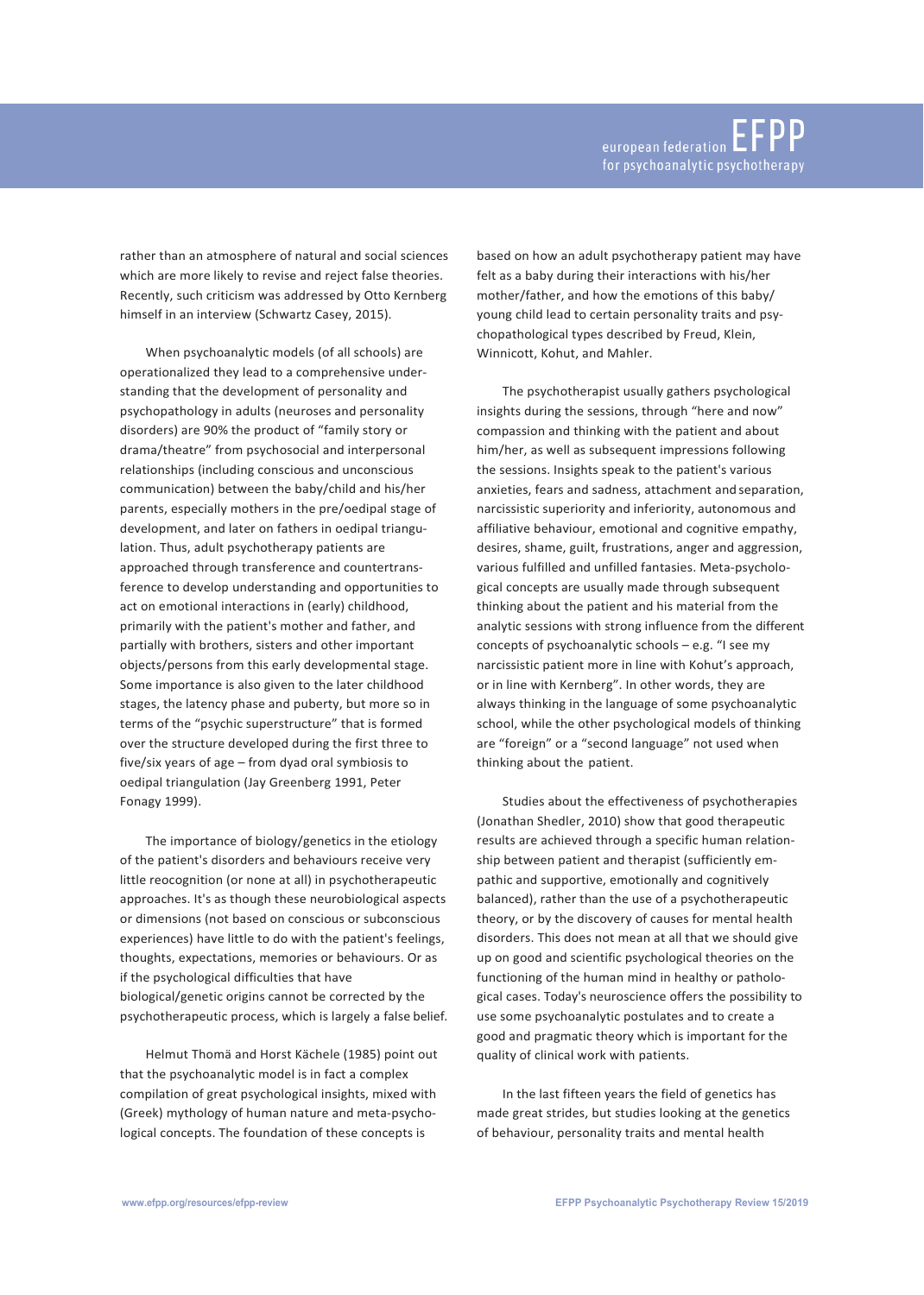rather than an atmosphere of natural and social sciences which are more likely to revise and reject false theories. Recently, such criticism was addressed by Otto Kernberg himself in an interview (Schwartz Casey, 2015).

When psychoanalytic models (of all schools) are operationalized they lead to a comprehensive understanding that the development of personality and psychopathology in adults (neuroses and personality disorders) are 90% the product of "family story or drama/theatre" from psychosocial and interpersonal relationships (including conscious and unconscious communication) between the baby/child and his/her parents, especially mothers in the pre/oedipal stage of development, and later on fathers in oedipal triangulation. Thus, adult psychotherapy patients are approached through transference and countertransference to develop understanding and opportunities to act on emotional interactions in (early) childhood, primarily with the patient's mother and father, and partially with brothers, sisters and other important objects/persons from this early developmental stage. Some importance is also given to the later childhood stages, the latency phase and puberty, but more so in terms of the "psychic superstructure" that is formed over the structure developed during the first three to five/six years of age – from dyad oral symbiosis to oedipal triangulation (Jay Greenberg 1991, Peter Fonagy 1999).

The importance of biology/genetics in the etiology of the patient's disorders and behaviours receive very little reocognition (or none at all) in psychotherapeutic approaches. It's as though these neurobiological aspects or dimensions (not based on conscious or subconscious experiences) have little to do with the patient's feelings, thoughts, expectations, memories or behaviours. Or as if the psychological difficulties that have biological/genetic origins cannot be corrected by the psychotherapeutic process, which is largely a false belief.

Helmut Thomä and Horst Kächele (1985) point out that the psychoanalytic model is in fact a complex compilation of great psychological insights, mixed with (Greek) mythology of human nature and meta-psychological concepts. The foundation of these concepts is based on how an adult psychotherapy patient may have felt as a baby during their interactions with his/her mother/father, and how the emotions of this baby/young child lead to certain personality traits and psychopathological types described by Freud, Klein, Winnicott, Kohut, and Mahler.

The psychotherapist usually gathers psychological insights during the sessions, through "here and now" compassion and thinking with the patient and about him/her, as well as subsequent impressions following the sessions. Insights speak to the patient's various anxieties, fears and sadness, attachment and separation, narcissistic superiority and inferiority, autonomous and affiliative behaviour, emotional and cognitive empathy, desires, shame, guilt, frustrations, anger and aggression, various fulfilled and unfulfilled fantasies. Meta-psychological concepts are usually made through subsequent thinking about the patient and his material from the analytic sessions with strong influence from the different concepts of psychoanalytic schools – e.g. "I see my narcissistic patient more in line with Kohut's approach, or in line with Kernberg". In other words, they are always thinking in the language of some psychoanalytic school, while the other psychological models of thinking are "foreign" or a "second language" not used when thinking about the patient.

Studies about the effectiveness of psychotherapies (Jonathan Shedler, 2010) show that good therapeutic results are achieved through a specific human relationship between patient and therapist (sufficiently empathic and supportive, emotionally and cognitively balanced), rather than the use of a psychotherapeutic theory, or by the discovery of causes for mental health disorders. This does not mean at all that we should give up on good and scientific psychological theories on the functioning of the human mind in healthy or pathological cases. Today's neuroscience offers the possibility to use some psychoanalytic postulates and to create a good and pragmatic theory which is important for the quality of clinical work with patients.

In the last fifteen years the field of genetics has made great strides, but studies looking at the genetics of behaviour, personality traits and mental health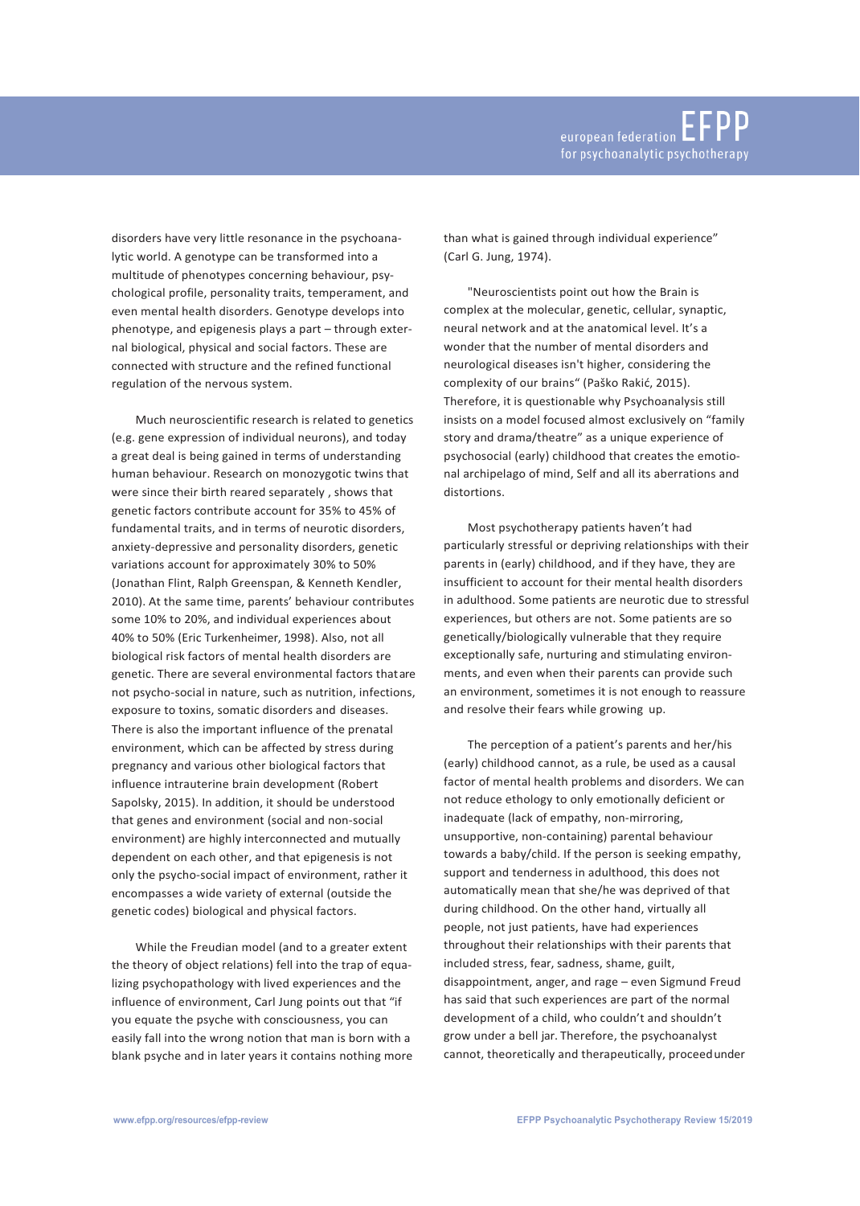disorders have very little resonance in the psychoanalytic world. A genotype can be transformed into a multitude of phenotypes concerning behaviour, psychological profile, personality traits, temperament, and even mental health disorders. Genotype develops into phenotype, and epigenesis plays a part – through external biological, physical and social factors. These are connected with structure and the refined functional regulation of the nervous system.

Much neuroscientific research is related to genetics (e.g. gene expression of individual neurons), and today a great deal is being gained in terms of understanding human behaviour. Research on monozygotic twins that were since their birth reared separately , shows that genetic factors contribute account for 35% to 45% of fundamental traits, and in terms of neurotic disorders, anxiety-depressive and personality disorders, genetic variations account for approximately 30% to 50% (Jonathan Flint, Ralph Greenspan, & Kenneth Kendler, 2010). At the same time, parents' behaviour contributes some 10% to 20%, and individual experiences about 40% to 50% (Eric Turkenheimer, 1998). Also, not all biological risk factors of mental health disorders are genetic. There are several environmental factors that are not psycho-social in nature, such as nutrition, infections, exposure to toxins, somatic disorders and diseases. There is also the important influence of the prenatal environment, which can be affected by stress during pregnancy and various other biological factors that influence intrauterine brain development (Robert Sapolsky, 2015). In addition, it should be understood that genes and environment (social and non-social environment) are highly interconnected and mutually dependent on each other, and that epigenesis is not only the psycho-social impact of environment, rather it encompasses a wide variety of external (outside the genetic codes) biological and physical factors.

While the Freudian model (and to a greater extent the theory of object relations) fell into the trap of equalizing psychopathology with lived experiences and the influence of environment, Carl Jung points out that "if you equate the psyche with consciousness, you can easily fall into the wrong notion that man is born with a blank psyche and in later years it contains nothing more than what is gained through individual experience" (Carl G. Jung, 1974).

"Neuroscientists point out how the Brain is complex at the molecular, genetic, cellular, synaptic, neural network and at the anatomical level. It's a wonder that the number of mental disorders and neurological diseases isn't higher, considering the complexity of our brains" (Paško Rakić, 2015). Therefore, it is questionable why Psychoanalysis still insists on a model focused almost exclusively on "family story and drama/theatre" as a unique experience of psychosocial (early) childhood that creates the emotional archipelago of mind, Self and all its aberrations and distortions.

Most psychotherapy patients haven't had particularly stressful or depriving relationships with their parents in (early) childhood, and if they have, they are insufficient to account for their mental health disorders in adulthood. Some patients are neurotic due to stressful experiences, but others are not. Some patients are so genetically/biologically vulnerable that they require exceptionally safe, nurturing and stimulating environments, and even when their parents can provide such an environment, sometimes it is not enough to reassure and resolve their fears while growing up.

The perception of a patient's parents and her/his (early) childhood cannot, as a rule, be used as a causal factor of mental health problems and disorders. We can not reduce ethology to only emotionally deficient or inadequate (lack of empathy, non-mirroring, unsupportive, non-containing) parental behaviour towards a baby/child. If the person is seeking empathy, support and tenderness in adulthood, this does not automatically mean that she/he was deprived of that during childhood. On the other hand, virtually all people, not just patients, have had experiences throughout their relationships with their parents that included stress, fear, sadness, shame, guilt, disappointment, anger, and rage – even Sigmund Freud has said that such experiences are part of the normal development of a child, who couldn't and shouldn't grow under a bell jar. Therefore, the psychoanalyst cannot, theoretically and therapeutically, proceed under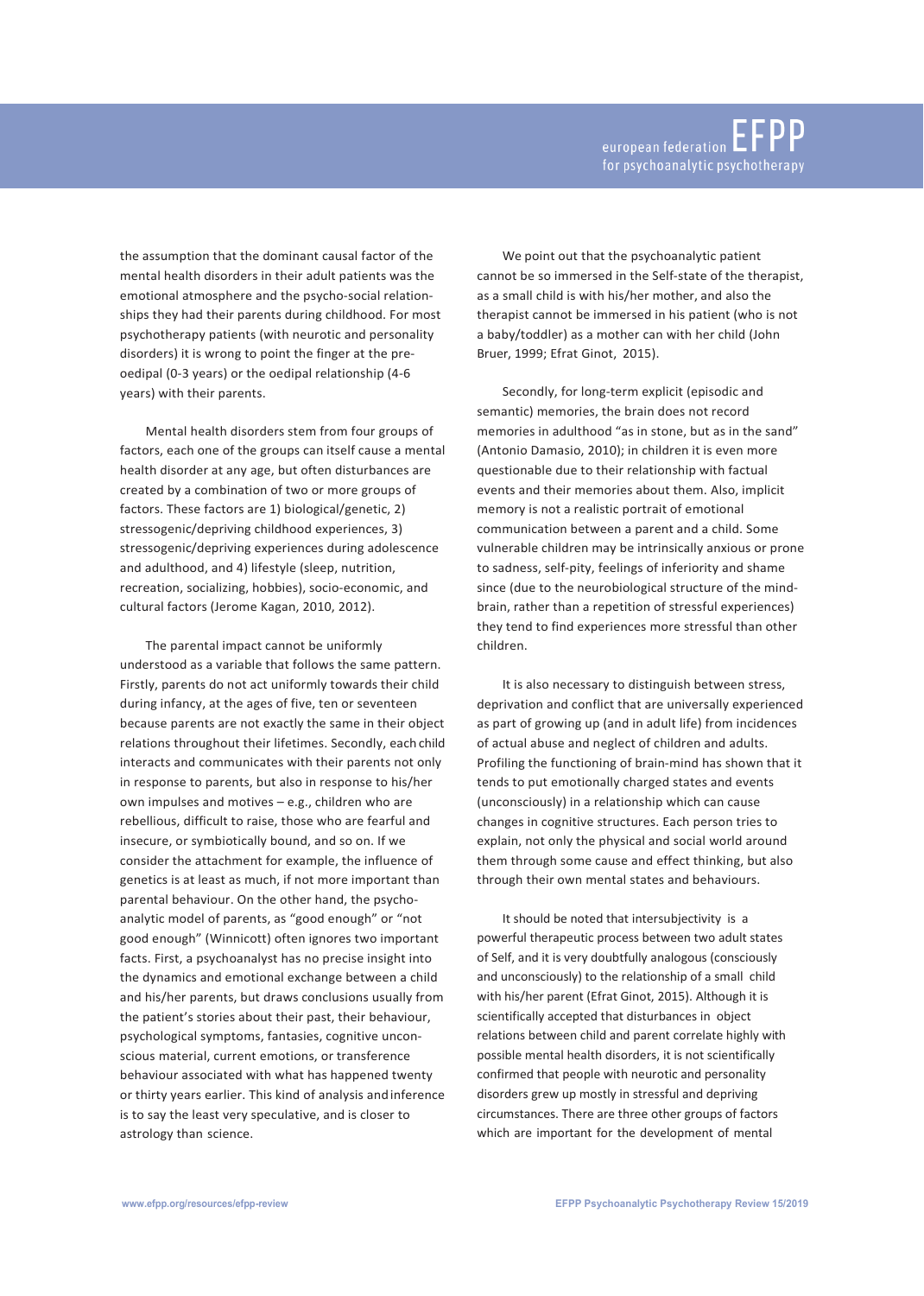the assumption that the dominant causal factor of the mental health disorders in their adult patients was the emotional atmosphere and the psycho-social relationships they had their parents during childhood. For most psychotherapy patients (with neurotic and personality disorders) it is wrong to point the finger at the pre-oedipal (0-3 years) or the oedipal relationship (4-6 years) with their parents.

Mental health disorders stem from four groups of factors, each one of the groups can itself cause a mental health disorder at any age, but often disturbances are created by a combination of two or more groups of factors. These factors are 1) biological/genetic, 2) stressogenic/depriving childhood experiences, 3) stressogenic/depriving experiences during adolescence and adulthood, and 4) lifestyle (sleep, nutrition, recreation, socializing, hobbies), socio-economic, and cultural factors (Jerome Kagan, 2010, 2012).

The parental impact cannot be uniformly understood as a variable that follows the same pattern. Firstly, parents do not act uniformly towards their child during infancy, at the ages of five, ten or seventeen because parents are not exactly the same in their object relations throughout their lifetimes. Secondly, each child interacts and communicates with their parents not only in response to parents, but also in response to his/her own impulses and motives – e.g., children who are rebellious, difficult to raise, those who are fearful and insecure, or symbiotically bound, and so on. If we consider the attachment for example, the influence of genetics is at least as much, if not more important than parental behaviour. On the other hand, the psychoanalytic model of parents, as "good enough" or "not good enough" (Winnicott) often ignores two important facts. First, a psychoanalyst has no precise insight into the dynamics and emotional exchange between a child and his/her parents, but draws conclusions usually from the patient's stories about their past, their behaviour, psychological symptoms, fantasies, cognitive unconscious material, current emotions, or transference behaviour associated with what has happened twenty or thirty years earlier. This kind of analysis and inference is to say the least very speculative, and is closer to astrology than science.

We point out that the psychoanalytic patient cannot be so immersed in the Self-state of the therapist, as a small child is with his/her mother, and also the therapist cannot be immersed in his patient (who is not a baby/toddler) as a mother can with her child (John Bruer, 1999; Efrat Ginot, 2015).

Secondly, for long-term explicit (episodic and semantic) memories, the brain does not record memories in adulthood "as in stone, but as in the sand" (Antonio Damasio, 2010); in children it is even more questionable due to their relationship with factual events and their memories about them. Also, implicit memory is not a realistic portrait of emotional communication between a parent and a child. Some vulnerable children may be intrinsically anxious or prone to sadness, self-pity, feelings of inferiority and shame since (due to the neurobiological structure of the mind-brain, rather than a repetition of stressful experiences) they tend to find experiences more stressful than other children.

It is also necessary to distinguish between stress, deprivation and conflict that are universally experienced as part of growing up (and in adult life) from incidences of actual abuse and neglect of children and adults. Profiling the functioning of brain-mind has shown that it tends to put emotionally charged states and events (unconsciously) in a relationship which can cause changes in cognitive structures. Each person tries to explain, not only the physical and social world around them through some cause and effect thinking, but also through their own mental states and behaviours.

It should be noted that intersubjectivity is a powerful therapeutic process between two adult states of Self, and it is very doubtfully analogous (consciously and unconsciously) to the relationship of a small child with his/her parent (Efrat Ginot, 2015). Although it is scientifically accepted that disturbances in object relations between child and parent correlate highly with possible mental health disorders, it is not scientifically confirmed that people with neurotic and personality disorders grew up mostly in stressful and depriving circumstances. There are three other groups of factors which are important for the development of mental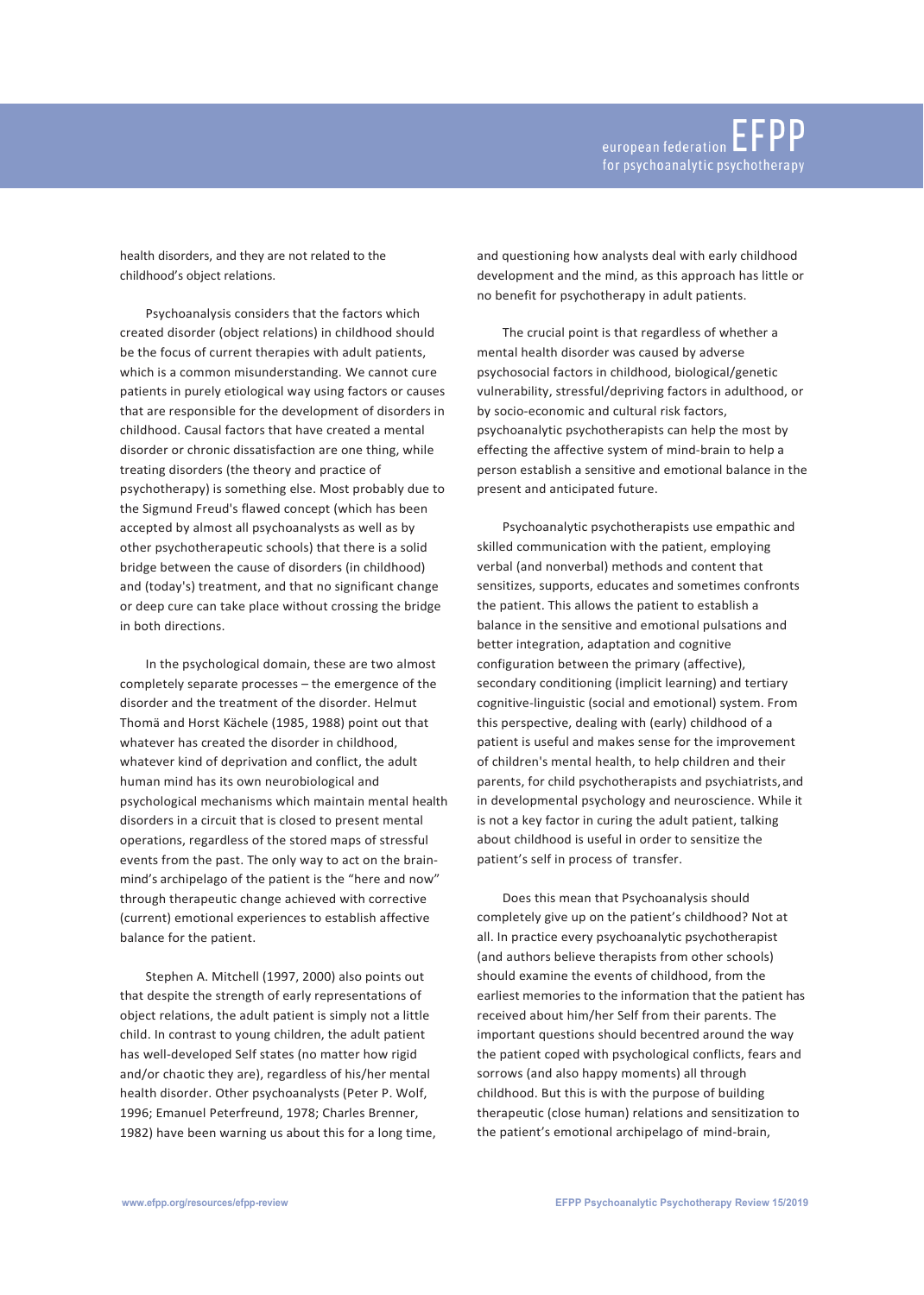health disorders, and they are not related to the childhood's object relations.

Psychoanalysis considers that the factors which created disorder (object relations) in childhood should be the focus of current therapies with adult patients, which is a common misunderstanding. We cannot cure patients in purely etiological way using factors or causes that are responsible for the development of disorders in childhood. Causal factors that have created a mental disorder or chronic dissatisfaction are one thing, while treating disorders (the theory and practice of psychotherapy) is something else. Most probably due to the Sigmund Freud's flawed concept (which has been accepted by almost all psychoanalysts as well as by other psychotherapeutic schools) that there is a solid bridge between the cause of disorders (in childhood) and (today's) treatment, and that no significant change or deep cure can take place without crossing the bridge in both directions.

In the psychological domain, these are two almost completely separate processes – the emergence of the disorder and the treatment of the disorder. Helmut Thomä and Horst Kächele (1985, 1988) point out that whatever has created the disorder in childhood, whatever kind of deprivation and conflict, the adult human mind has its own neurobiological and psychological mechanisms which maintain mental health disorders in a circuit that is closed to present mental operations, regardless of the stored maps of stressful events from the past. The only way to act on the brain-mind's archipelago of the patient is the "here and now" through therapeutic change achieved with corrective (current) emotional experiences to establish affective balance for the patient.

Stephen A. Mitchell (1997, 2000) also points out that despite the strength of early representations of object relations, the adult patient is simply not a little child. In contrast to young children, the adult patient has well-developed Self states (no matter how rigid and/or chaotic they are), regardless of his/her mental health disorder. Other psychoanalysts (Peter P. Wolf, 1996; Emanuel Peterfreund, 1978; Charles Brenner, 1982) have been warning us about this for a long time, and questioning how analysts deal with early childhood development and the mind, as this approach has little or no benefit for psychotherapy in adult patients.

The crucial point is that regardless of whether a mental health disorder was caused by adverse psychosocial factors in childhood, biological/genetic vulnerability, stressful/depriving factors in adulthood, or by socio-economic and cultural risk factors, psychoanalytic psychotherapists can help the most by effecting the affective system of mind-brain to help a person establish a sensitive and emotional balance in the present and anticipated future.

Psychoanalytic psychotherapists use empathic and skilled communication with the patient, employing verbal (and nonverbal) methods and content that sensitizes, supports, educates and sometimes confronts the patient. This allows the patient to establish a balance in the sensitive and emotional pulsations and better integration, adaptation and cognitive configuration between the primary (affective), secondary conditioning (implicit learning) and tertiary cognitive-linguistic (social and emotional) system. From this perspective, dealing with (early) childhood of a patient is useful and makes sense for the improvement of children's mental health, to help children and their parents, for child psychotherapists and psychiatrists, and in developmental psychology and neuroscience. While it is not a key factor in curing the adult patient, talking about childhood is useful in order to sensitize the patient's self in process of transfer.

Does this mean that Psychoanalysis should completely give up on the patient's childhood? Not at all. In practice every psychoanalytic psychotherapist (and authors believe therapists from other schools) should examine the events of childhood, from the earliest memories to the information that the patient has received about him/her Self from their parents. The important questions should becentred around the way the patient coped with psychological conflicts, fears and sorrows (and also happy moments) all through childhood. But this is with the purpose of building therapeutic (close human) relations and sensitization to the patient's emotional archipelago of mind-brain,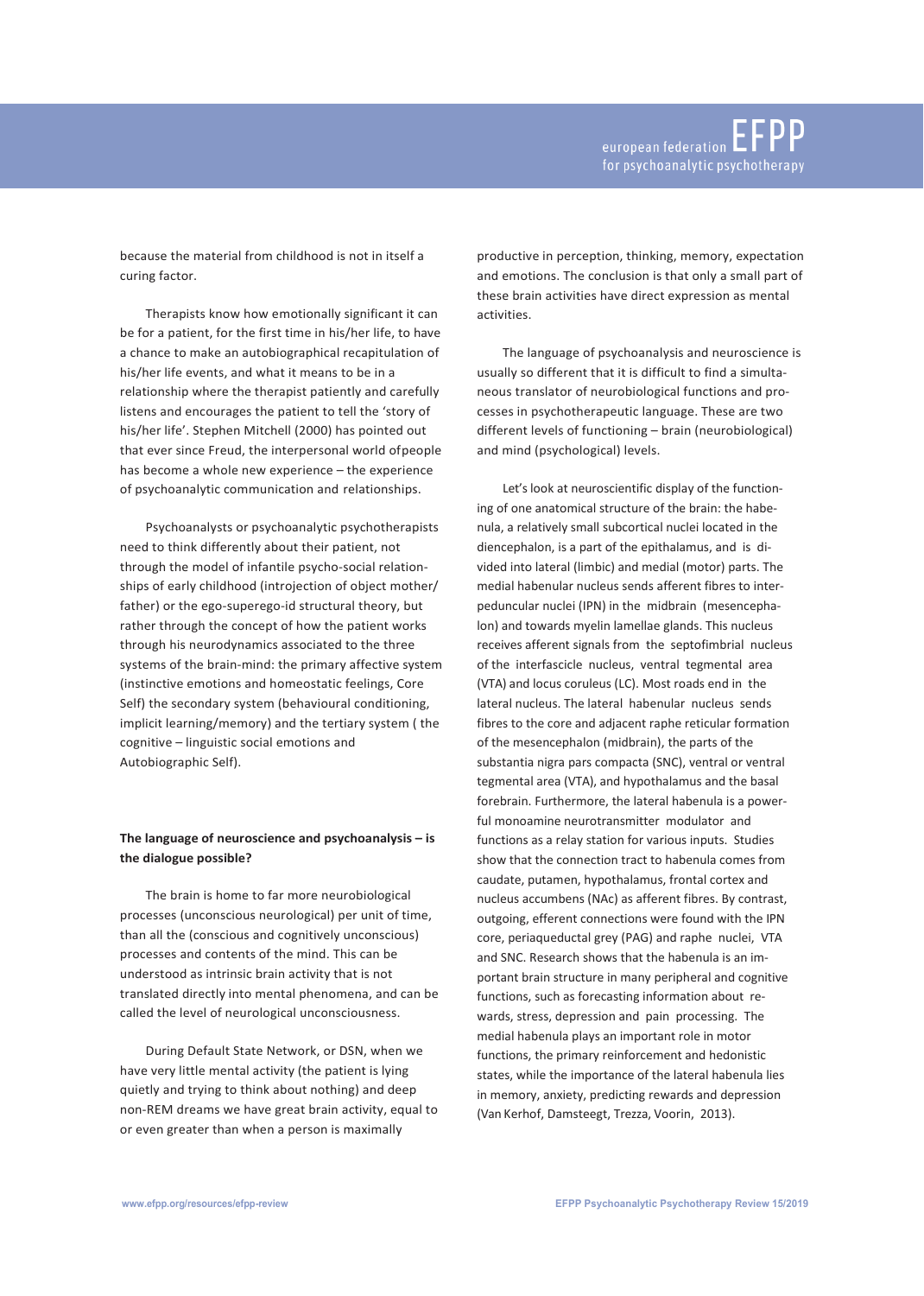because the material from childhood is not in itself a curing factor.

Therapists know how emotionally significant it can be for a patient, for the first time in his/her life, to have a chance to make an autobiographical recapitulation of his/her life events, and what it means to be in a relationship where the therapist patiently and carefully listens and encourages the patient to tell the 'story of his/her life'. Stephen Mitchell (2000) has pointed out that ever since Freud, the interpersonal world ofpeople has become a whole new experience – the experience of psychoanalytic communication and relationships.

Psychoanalysts or psychoanalytic psychotherapists need to think differently about their patient, not through the model of infantile psycho-social relationships of early childhood (introjection of object mother/father) or the ego-superego-id structural theory, but rather through the concept of how the patient works through his neurodynamics associated to the three systems of the brain-mind: the primary affective system (instinctive emotions and homeostatic feelings, Core Self) the secondary system (behavioural conditioning, implicit learning/memory) and the tertiary system ( the cognitive – linguistic social emotions and Autobiographic Self).

**The language of neuroscience and psychoanalysis – is the dialogue possible?**

The brain is home to far more neurobiological processes (unconscious neurological) per unit of time, than all the (conscious and cognitively unconscious) processes and contents of the mind. This can be understood as intrinsic brain activity that is not translated directly into mental phenomena, and can be called the level of neurological unconsciousness.

During Default State Network, or DSN, when we have very little mental activity (the patient is lying quietly and trying to think about nothing) and deep non-REM dreams we have great brain activity, equal to or even greater than when a person is maximally productive in perception, thinking, memory, expectation and emotions. The conclusion is that only a small part of these brain activities have direct expression as mental activities.

The language of psychoanalysis and neuroscience is usually so different that it is difficult to find a simultaneous translator of neurobiological functions and processes in psychotherapeutic language. These are two different levels of functioning – brain (neurobiological) and mind (psychological) levels.

Let's look at neuroscientific display of the functioning of one anatomical structure of the brain: the habenula, a relatively small subcortical nuclei located in the diencephalon, is a part of the epithalamus, and is divided into lateral (limbic) and medial (motor) parts. The medial habenular nucleus sends afferent fibres to interpeduncular nuclei (IPN) in the midbrain (mesencephalon) and towards myelin lamellae glands. This nucleus receives afferent signals from the septofimbrial nucleus of the interfascicle nucleus, ventral tegmental area (VTA) and locus coruleus (LC). Most roads end in the lateral nucleus. The lateral habenular nucleus sends fibres to the core and adjacent raphe reticular formation of the mesencephalon (midbrain), the parts of the substantia nigra pars compacta (SNC), ventral or ventral tegmental area (VTA), and hypothalamus and the basal forebrain. Furthermore, the lateral habenula is a powerful monoamine neurotransmitter modulator and functions as a relay station for various inputs. Studies show that the connection tract to habenula comes from caudate, putamen, hypothalamus, frontal cortex and nucleus accumbens (NAc) as afferent fibres. By contrast, outgoing, efferent connections were found with the IPN core, periaqueductal grey (PAG) and raphe nuclei, VTA and SNC. Research shows that the habenula is an important brain structure in many peripheral and cognitive functions, such as forecasting information about rewards, stress, depression and pain processing. The medial habenula plays an important role in motor functions, the primary reinforcement and hedonistic states, while the importance of the lateral habenula lies in memory, anxiety, predicting rewards and depression (Van Kerhof, Damsteegt, Trezza, Voorin, 2013).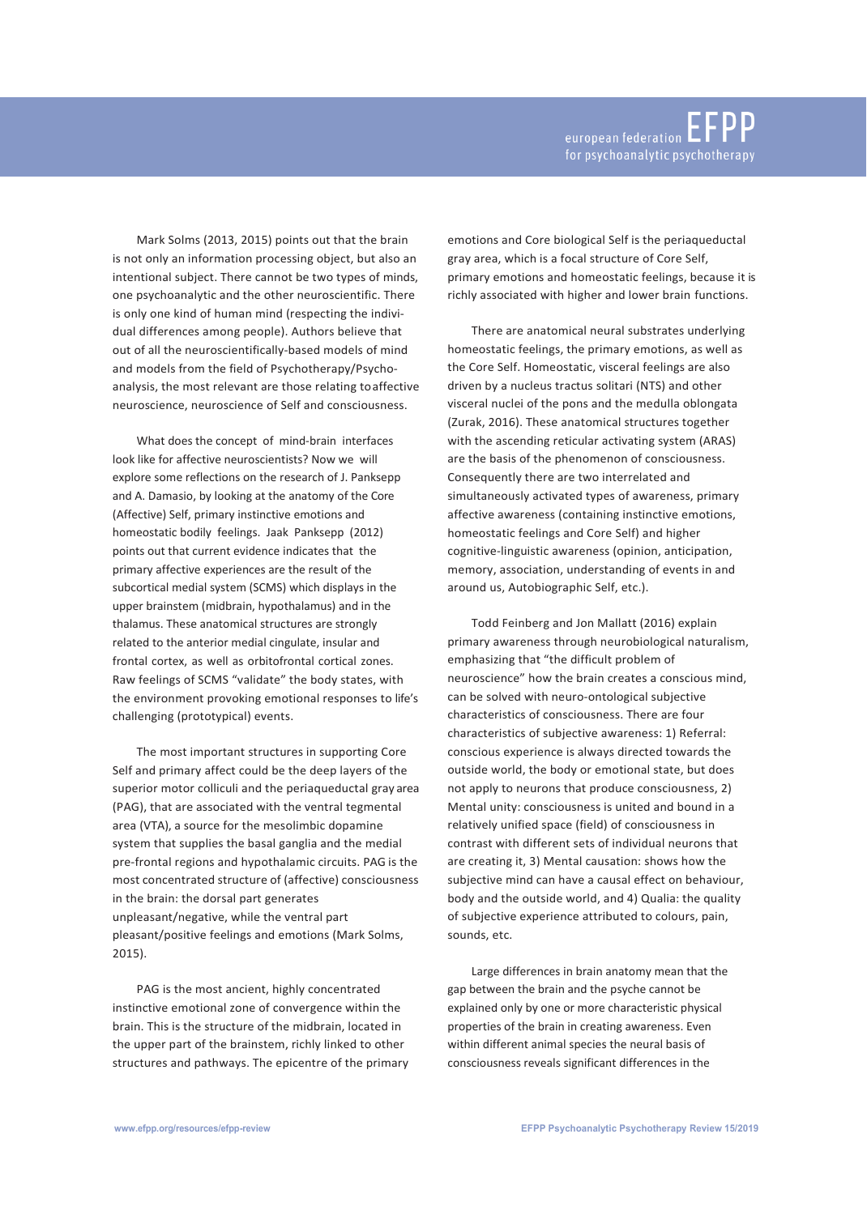Mark Solms (2013, 2015) points out that the brain is not only an information processing object, but also an intentional subject. There cannot be two types of minds, one psychoanalytic and the other neuroscientific. There is only one kind of human mind (respecting the individual differences among people). Authors believe that out of all the neuroscientifically-based models of mind and models from the field of Psychotherapy/Psychoanalysis, the most relevant are those relating to affective neuroscience, neuroscience of Self and consciousness.

What does the concept of mind-brain interfaces look like for affective neuroscientists? Now we will explore some reflections on the research of J. Panksepp and A. Damasio, by looking at the anatomy of the Core (Affective) Self, primary instinctive emotions and homeostatic bodily feelings. Jaak Panksepp (2012) points out that current evidence indicates that the primary affective experiences are the result of the subcortical medial system (SCMS) which displays in the upper brainstem (midbrain, hypothalamus) and in the thalamus. These anatomical structures are strongly related to the anterior medial cingulate, insular and frontal cortex, as well as orbitofrontal cortical zones. Raw feelings of SCMS "validate" the body states, with the environment provoking emotional responses to life's challenging (prototypical) events.

The most important structures in supporting Core Self and primary affect could be the deep layers of the superior motor colliculi and the periaqueductal gray area (PAG), that are associated with the ventral tegmental area (VTA), a source for the mesolimbic dopamine system that supplies the basal ganglia and the medial pre-frontal regions and hypothalamic circuits. PAG is the most concentrated structure of (affective) consciousness in the brain: the dorsal part generates unpleasant/negative, while the ventral part pleasant/positive feelings and emotions (Mark Solms, 2015).

PAG is the most ancient, highly concentrated instinctive emotional zone of convergence within the brain. This is the structure of the midbrain, located in the upper part of the brainstem, richly linked to other structures and pathways. The epicentre of the primary emotions and Core biological Self is the periaqueductal gray area, which is a focal structure of Core Self, primary emotions and homeostatic feelings, because it is richly associated with higher and lower brain functions.

There are anatomical neural substrates underlying homeostatic feelings, the primary emotions, as well as the Core Self. Homeostatic, visceral feelings are also driven by a nucleus tractus solitari (NTS) and other visceral nuclei of the pons and the medulla oblongata (Zurak, 2016). These anatomical structures together with the ascending reticular activating system (ARAS) are the basis of the phenomenon of consciousness. Consequently there are two interrelated and simultaneously activated types of awareness, primary affective awareness (containing instinctive emotions, homeostatic feelings and Core Self) and higher cognitive-linguistic awareness (opinion, anticipation, memory, association, understanding of events in and around us, Autobiographic Self, etc.).

Todd Feinberg and Jon Mallatt (2016) explain primary awareness through neurobiological naturalism, emphasizing that "the difficult problem of neuroscience" how the brain creates a conscious mind, can be solved with neuro-ontological subjective characteristics of consciousness. There are four characteristics of subjective awareness: 1) Referral: conscious experience is always directed towards the outside world, the body or emotional state, but does not apply to neurons that produce consciousness, 2) Mental unity: consciousness is united and bound in a relatively unified space (field) of consciousness in contrast with different sets of individual neurons that are creating it, 3) Mental causation: shows how the subjective mind can have a causal effect on behaviour, body and the outside world, and 4) Qualia: the quality of subjective experience attributed to colours, pain, sounds, etc.

Large differences in brain anatomy mean that the gap between the brain and the psyche cannot be explained only by one or more characteristic physical properties of the brain in creating awareness. Even within different animal species the neural basis of consciousness reveals significant differences in the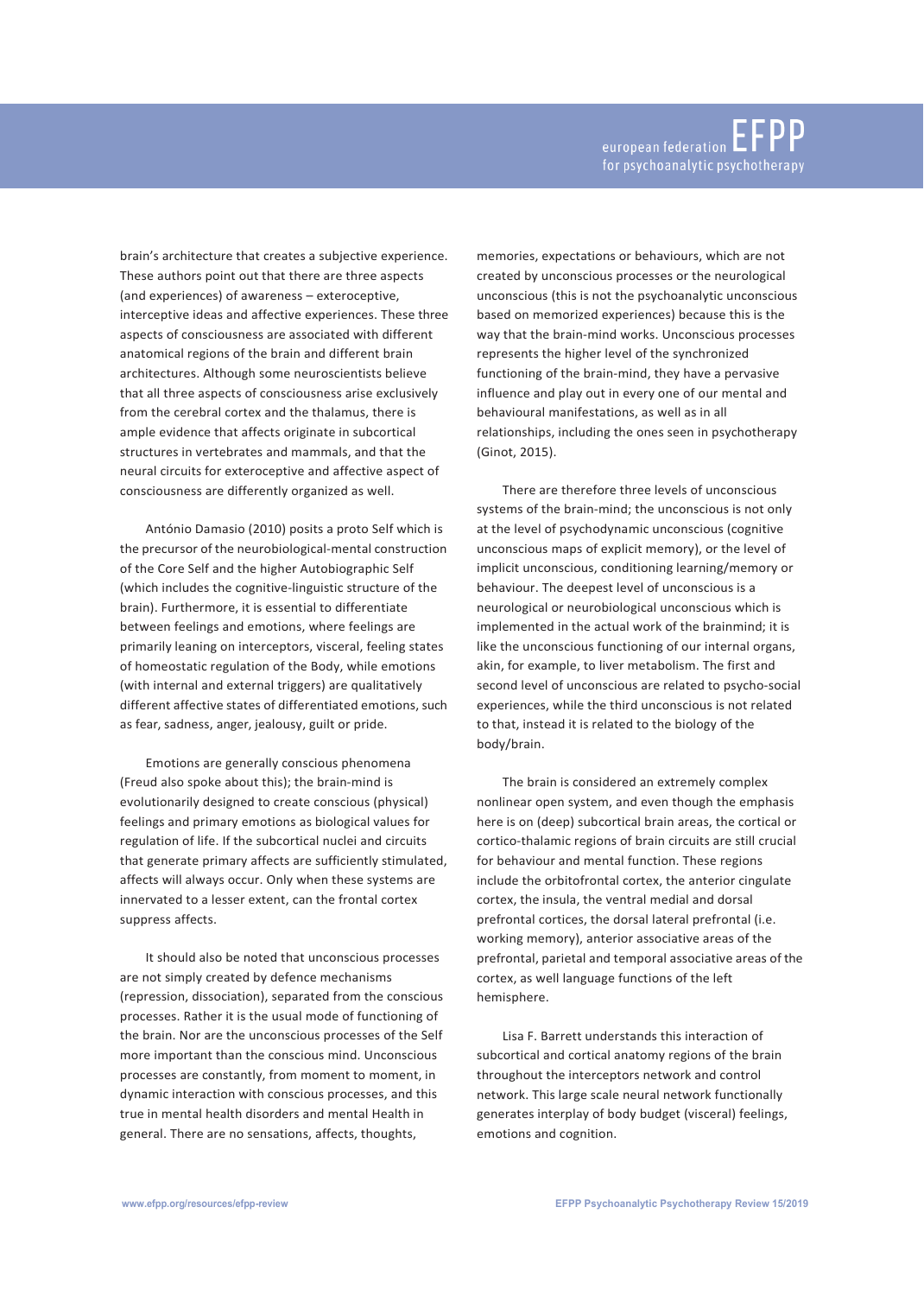brain's architecture that creates a subjective experience. These authors point out that there are three aspects (and experiences) of awareness – exteroceptive, interceptive ideas and affective experiences. These three aspects of consciousness are associated with different anatomical regions of the brain and different brain architectures. Although some neuroscientists believe that all three aspects of consciousness arise exclusively from the cerebral cortex and the thalamus, there is ample evidence that affects originate in subcortical structures in vertebrates and mammals, and that the neural circuits for exteroceptive and affective aspect of consciousness are differently organized as well.

António Damasio (2010) posits a proto Self which is the precursor of the neurobiological-mental construction of the Core Self and the higher Autobiographic Self (which includes the cognitive-linguistic structure of the brain). Furthermore, it is essential to differentiate between feelings and emotions, where feelings are primarily leaning on interceptors, visceral, feeling states of homeostatic regulation of the Body, while emotions (with internal and external triggers) are qualitatively different affective states of differentiated emotions, such as fear, sadness, anger, jealousy, guilt or pride.

Emotions are generally conscious phenomena (Freud also spoke about this); the brain-mind is evolutionarily designed to create conscious (physical) feelings and primary emotions as biological values for regulation of life. If the subcortical nuclei and circuits that generate primary affects are sufficiently stimulated, affects will always occur. Only when these systems are innervated to a lesser extent, can the frontal cortex suppress affects.

It should also be noted that unconscious processes are not simply created by defence mechanisms (repression, dissociation), separated from the conscious processes. Rather it is the usual mode of functioning of the brain. Nor are the unconscious processes of the Self more important than the conscious mind. Unconscious processes are constantly, from moment to moment, in dynamic interaction with conscious processes, and this true in mental health disorders and mental Health in general. There are no sensations, affects, thoughts, memories, expectations or behaviours, which are not created by unconscious processes or the neurological unconscious (this is not the psychoanalytic unconscious based on memorized experiences) because this is the way that the brain-mind works. Unconscious processes represents the higher level of the synchronized functioning of the brain-mind, they have a pervasive influence and play out in every one of our mental and behavioural manifestations, as well as in all relationships, including the ones seen in psychotherapy (Ginot, 2015).

There are therefore three levels of unconscious systems of the brain-mind; the unconscious is not only at the level of psychodynamic unconscious (cognitive unconscious maps of explicit memory), or the level of implicit unconscious, conditioning learning/memory or behaviour. The deepest level of unconscious is a neurological or neurobiological unconscious which is implemented in the actual work of the brainmind; it is like the unconscious functioning of our internal organs, akin, for example, to liver metabolism. The first and second level of unconscious are related to psycho-social experiences, while the third unconscious is not related to that, instead it is related to the biology of the body/brain.

The brain is considered an extremely complex nonlinear open system, and even though the emphasis here is on (deep) subcortical brain areas, the cortical or cortico-thalamic regions of brain circuits are still crucial for behaviour and mental function. These regions include the orbitofrontal cortex, the anterior cingulate cortex, the insula, the ventral medial and dorsal prefrontal cortices, the dorsal lateral prefrontal (i.e. working memory), anterior associative areas of the prefrontal, parietal and temporal associative areas of the cortex, as well language functions of the left hemisphere.

Lisa F. Barrett understands this interaction of subcortical and cortical anatomy regions of the brain throughout the interceptors network and control network. This large scale neural network functionally generates interplay of body budget (visceral) feelings, emotions and cognition.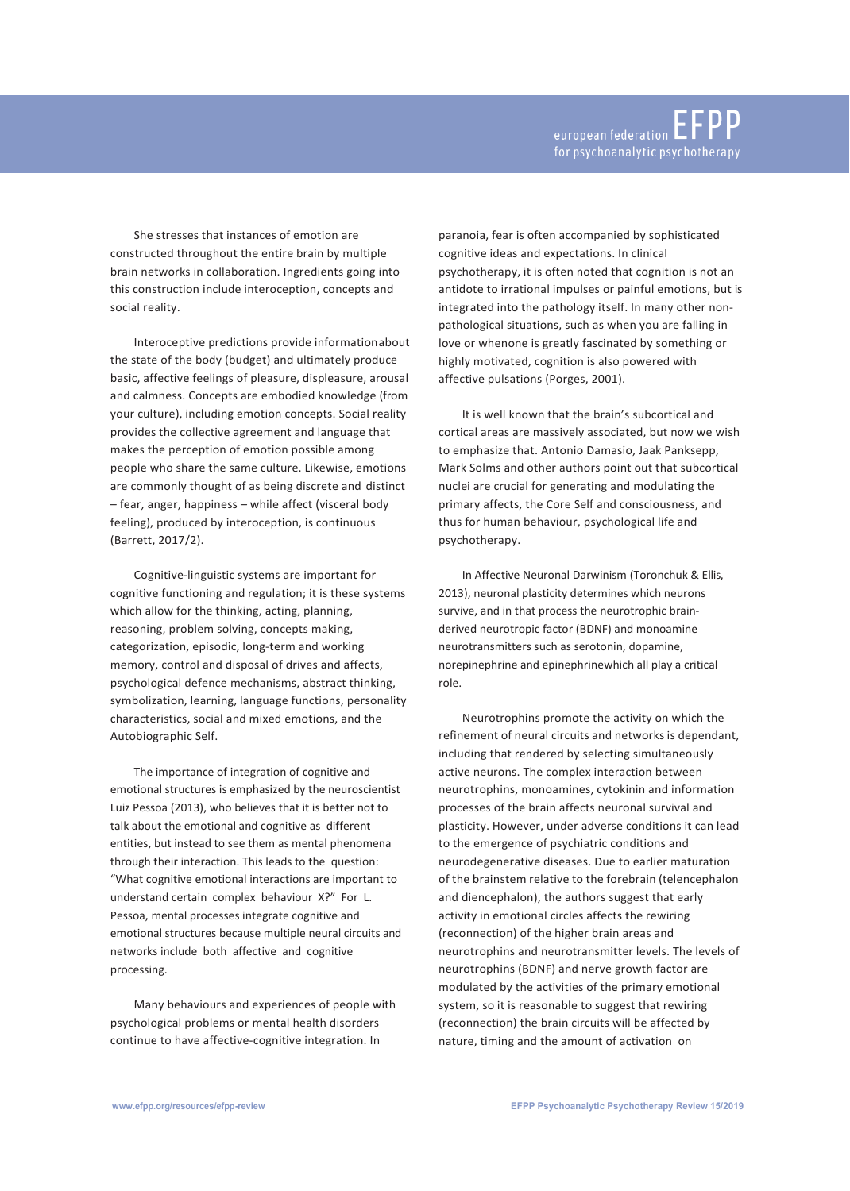She stresses that instances of emotion are constructed throughout the entire brain by multiple brain networks in collaboration. Ingredients going into this construction include interoception, concepts and social reality.

Interoceptive predictions provide informationabout the state of the body (budget) and ultimately produce basic, affective feelings of pleasure, displeasure, arousal and calmness. Concepts are embodied knowledge (from your culture), including emotion concepts. Social reality provides the collective agreement and language that makes the perception of emotion possible among people who share the same culture. Likewise, emotions are commonly thought of as being discrete and distinct – fear, anger, happiness – while affect (visceral body feeling), produced by interoception, is continuous (Barrett, 2017/2).

Cognitive-linguistic systems are important for cognitive functioning and regulation; it is these systems which allow for the thinking, acting, planning, reasoning, problem solving, concepts making, categorization, episodic, long-term and working memory, control and disposal of drives and affects, psychological defence mechanisms, abstract thinking, symbolization, learning, language functions, personality characteristics, social and mixed emotions, and the Autobiographic Self.

The importance of integration of cognitive and emotional structures is emphasized by the neuroscientist Luiz Pessoa (2013), who believes that it is better not to talk about the emotional and cognitive as different entities, but instead to see them as mental phenomena through their interaction. This leads to the question: "What cognitive emotional interactions are important to understand certain complex behaviour X?" For L. Pessoa, mental processes integrate cognitive and emotional structures because multiple neural circuits and networks include both affective and cognitive processing.

Many behaviours and experiences of people with psychological problems or mental health disorders continue to have affective-cognitive integration. In paranoia, fear is often accompanied by sophisticated cognitive ideas and expectations. In clinical psychotherapy, it is often noted that cognition is not an antidote to irrational impulses or painful emotions, but is integrated into the pathology itself. In many other non-pathological situations, such as when you are falling in love or whenone is greatly fascinated by something or highly motivated, cognition is also powered with affective pulsations (Porges, 2001).

It is well known that the brain's subcortical and cortical areas are massively associated, but now we wish to emphasize that. Antonio Damasio, Jaak Panksepp, Mark Solms and other authors point out that subcortical nuclei are crucial for generating and modulating the primary affects, the Core Self and consciousness, and thus for human behaviour, psychological life and psychotherapy.

In Affective Neuronal Darwinism (Toronchuk & Ellis, 2013), neuronal plasticity determines which neurons survive, and in that process the neurotrophic brain-derived neurotropic factor (BDNF) and monoamine neurotransmitters such as serotonin, dopamine, norepinephrine and epinephrinewhich all play a critical role.

Neurotrophins promote the activity on which the refinement of neural circuits and networks is dependant, including that rendered by selecting simultaneously active neurons. The complex interaction between neurotrophins, monoamines, cytokinin and information processes of the brain affects neuronal survival and plasticity. However, under adverse conditions it can lead to the emergence of psychiatric conditions and neurodegenerative diseases. Due to earlier maturation of the brainstem relative to the forebrain (telencephalon and diencephalon), the authors suggest that early activity in emotional circles affects the rewiring (reconnection) of the higher brain areas and neurotrophins and neurotransmitter levels. The levels of neurotrophins (BDNF) and nerve growth factor are modulated by the activities of the primary emotional system, so it is reasonable to suggest that rewiring (reconnection) the brain circuits will be affected by nature, timing and the amount of activation on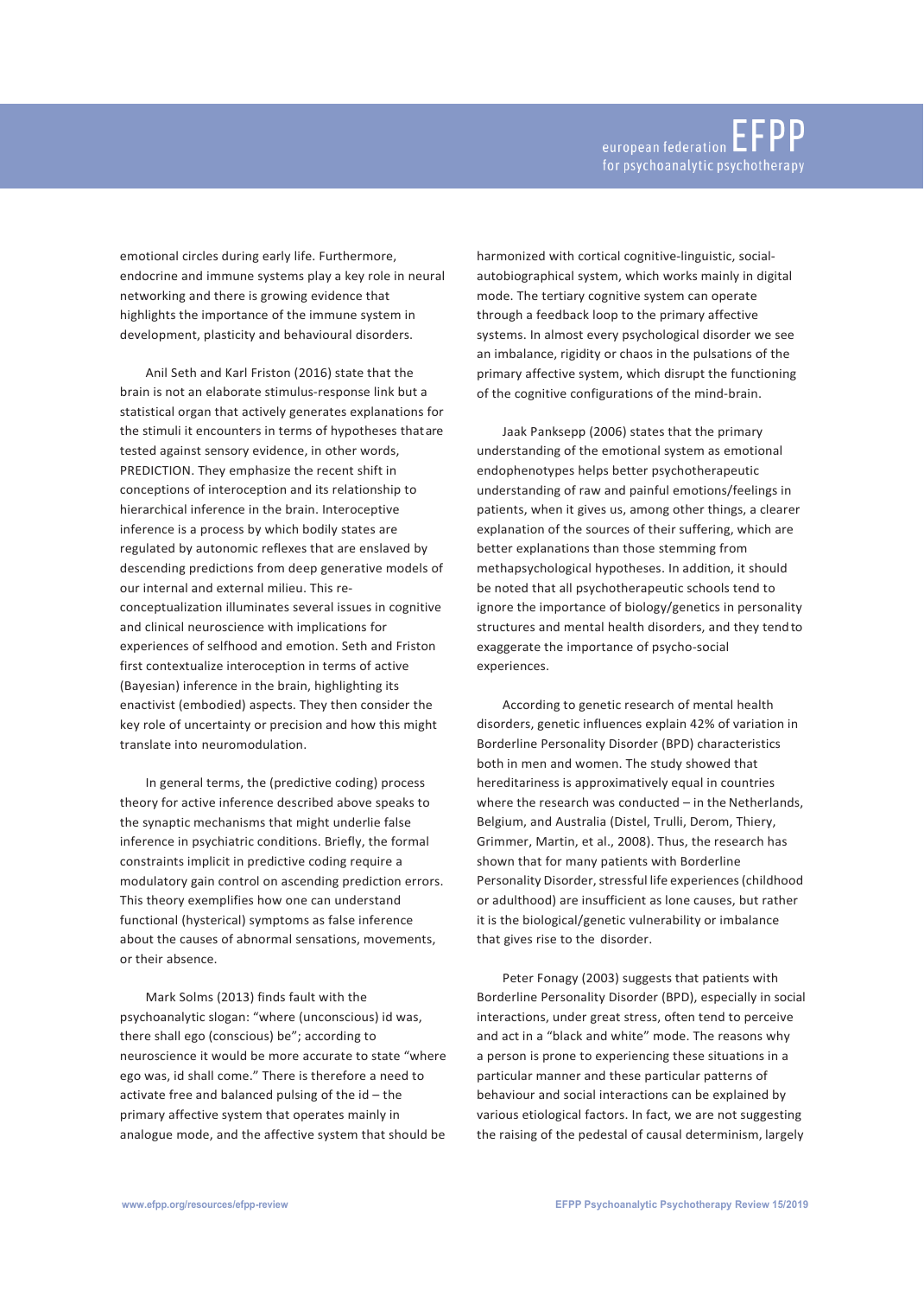emotional circles during early life. Furthermore, endocrine and immune systems play a key role in neural networking and there is growing evidence that highlights the importance of the immune system in development, plasticity and behavioural disorders.

Anil Seth and Karl Friston (2016) state that the brain is not an elaborate stimulus-response link but a statistical organ that actively generates explanations for the stimuli it encounters in terms of hypotheses that are tested against sensory evidence, in other words, PREDICTION. They emphasize the recent shift in conceptions of interoception and its relationship to hierarchical inference in the brain. Interoceptive inference is a process by which bodily states are regulated by autonomic reflexes that are enslaved by descending predictions from deep generative models of our internal and external milieu. This re-conceptualization illuminates several issues in cognitive and clinical neuroscience with implications for experiences of selfhood and emotion. Seth and Friston first contextualize interoception in terms of active (Bayesian) inference in the brain, highlighting its enactivist (embodied) aspects. They then consider the key role of uncertainty or precision and how this might translate into neuromodulation.

In general terms, the (predictive coding) process theory for active inference described above speaks to the synaptic mechanisms that might underlie false inference in psychiatric conditions. Briefly, the formal constraints implicit in predictive coding require a modulatory gain control on ascending prediction errors. This theory exemplifies how one can understand functional (hysterical) symptoms as false inference about the causes of abnormal sensations, movements, or their absence.

Mark Solms (2013) finds fault with the psychoanalytic slogan: "where (unconscious) id was, there shall ego (conscious) be"; according to neuroscience it would be more accurate to state "where ego was, id shall come." There is therefore a need to activate free and balanced pulsing of the id – the primary affective system that operates mainly in analogue mode, and the affective system that should be harmonized with cortical cognitive-linguistic, social-autobiographical system, which works mainly in digital mode. The tertiary cognitive system can operate through a feedback loop to the primary affective systems. In almost every psychological disorder we see an imbalance, rigidity or chaos in the pulsations of the primary affective system, which disrupt the functioning of the cognitive configurations of the mind-brain.

Jaak Panksepp (2006) states that the primary understanding of the emotional system as emotional endophenotypes helps better psychotherapeutic understanding of raw and painful emotions/feelings in patients, when it gives us, among other things, a clearer explanation of the sources of their suffering, which are better explanations than those stemming from methapsychological hypotheses. In addition, it should be noted that all psychotherapeutic schools tend to ignore the importance of biology/genetics in personality structures and mental health disorders, and they tend to exaggerate the importance of psycho-social experiences.

According to genetic research of mental health disorders, genetic influences explain 42% of variation in Borderline Personality Disorder (BPD) characteristics both in men and women. The study showed that hereditariness is approximately equal in countries where the research was conducted – in the Netherlands, Belgium, and Australia (Distel, Trulli, Derom, Thiery, Grimmer, Martin, et al., 2008). Thus, the research has shown that for many patients with Borderline Personality Disorder, stressful life experiences (childhood or adulthood) are insufficient as lone causes, but rather it is the biological/genetic vulnerability or imbalance that gives rise to the disorder.

Peter Fonagy (2003) suggests that patients with Borderline Personality Disorder (BPD), especially in social interactions, under great stress, often tend to perceive and act in a "black and white" mode. The reasons why a person is prone to experiencing these situations in a particular manner and these particular patterns of behaviour and social interactions can be explained by various etiological factors. In fact, we are not suggesting the raising of the pedestal of causal determinism, largely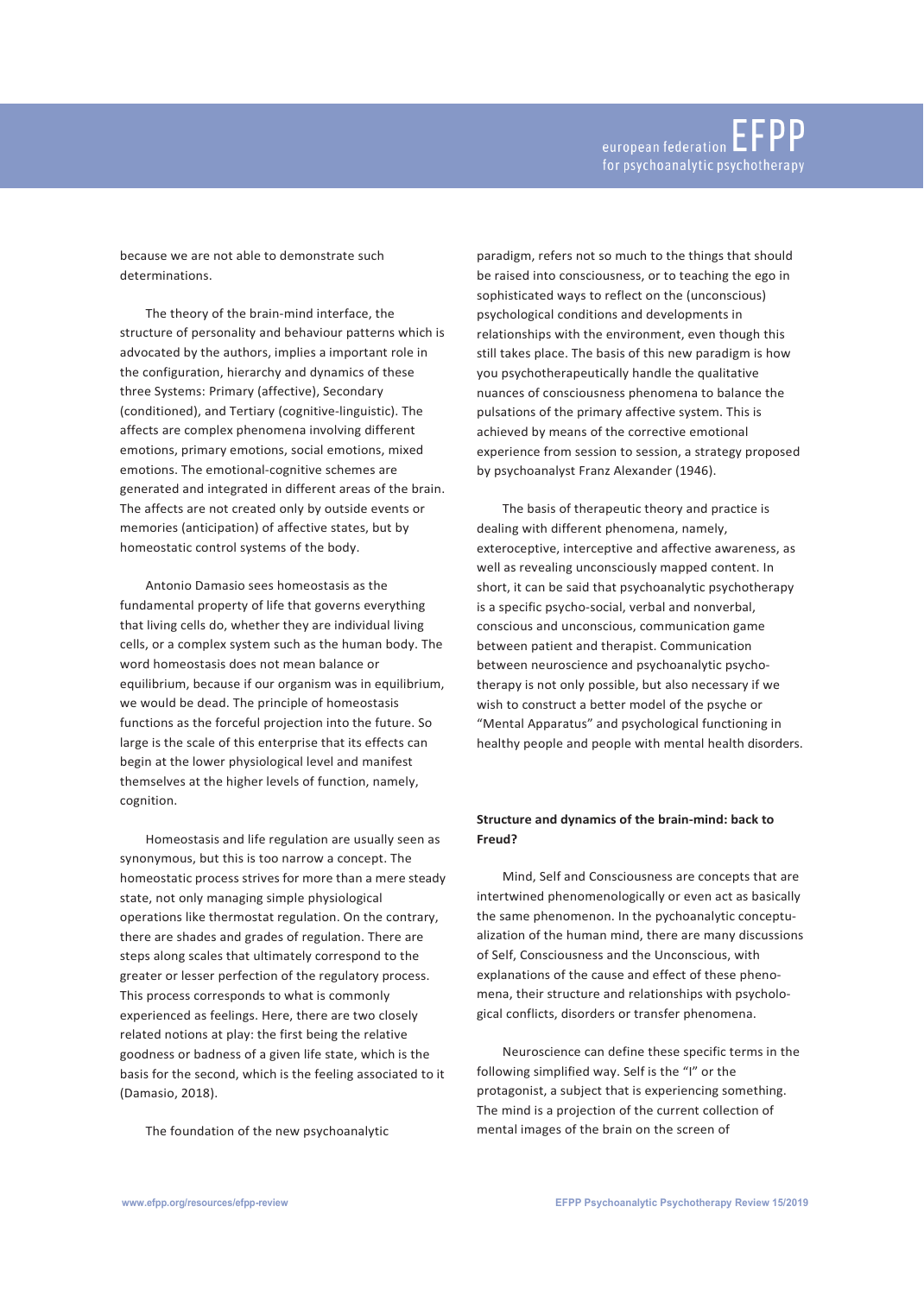because we are not able to demonstrate such determinations.

The theory of the brain-mind interface, the structure of personality and behaviour patterns which is advocated by the authors, implies a important role in the configuration, hierarchy and dynamics of these three Systems: Primary (affective), Secondary (conditioned), and Tertiary (cognitive-linguistic). The affects are complex phenomena involving different emotions, primary emotions, social emotions, mixed emotions. The emotional-cognitive schemes are generated and integrated in different areas of the brain. The affects are not created only by outside events or memories (anticipation) of affective states, but by homeostatic control systems of the body.

Antonio Damasio sees homeostasis as the fundamental property of life that governs everything that living cells do, whether they are individual living cells, or a complex system such as the human body. The word homeostasis does not mean balance or equilibrium, because if our organism was in equilibrium, we would be dead. The principle of homeostasis functions as the forceful projection into the future. So large is the scale of this enterprise that its effects can begin at the lower physiological level and manifest themselves at the higher levels of function, namely, cognition.

Homeostasis and life regulation are usually seen as synonymous, but this is too narrow a concept. The homeostatic process strives for more than a mere steady state, not only managing simple physiological operations like thermostat regulation. On the contrary, there are shades and grades of regulation. There are steps along scales that ultimately correspond to the greater or lesser perfection of the regulatory process. This process corresponds to what is commonly experienced as feelings. Here, there are two closely related notions at play: the first being the relative goodness or badness of a given life state, which is the basis for the second, which is the feeling associated to it (Damasio, 2018).

The foundation of the new psychoanalytic paradigm, refers not so much to the things that should be raised into consciousness, or to teaching the ego in sophisticated ways to reflect on the (unconscious) psychological conditions and developments in relationships with the environment, even though this still takes place. The basis of this new paradigm is how you psychotherapeutically handle the qualitative nuances of consciousness phenomena to balance the pulsations of the primary affective system. This is achieved by means of the corrective emotional experience from session to session, a strategy proposed by psychoanalyst Franz Alexander (1946).

The basis of therapeutic theory and practice is dealing with different phenomena, namely, exteroceptive, interceptive and affective awareness, as well as revealing unconsciously mapped content. In short, it can be said that psychoanalytic psychotherapy is a specific psycho-social, verbal and nonverbal, conscious and unconscious, communication game between patient and therapist. Communication between neuroscience and psychoanalytic psychotherapy is not only possible, but also necessary if we wish to construct a better model of the psyche or "Mental Apparatus" and psychological functioning in healthy people and people with mental health disorders.

**Structure and dynamics of the brain-mind: back to Freud?**

Mind, Self and Consciousness are concepts that are intertwined phenomenologically or even act as basically the same phenomenon. In the psychoanalytic conceptualization of the human mind, there are many discussions of Self, Consciousness and the Unconscious, with explanations of the cause and effect of these phenomena, their structure and relationships with psychological conflicts, disorders or transfer phenomena.

Neuroscience can define these specific terms in the following simplified way. Self is the "I" or the protagonist, a subject that is experiencing something. The mind is a projection of the current collection of mental images of the brain on the screen of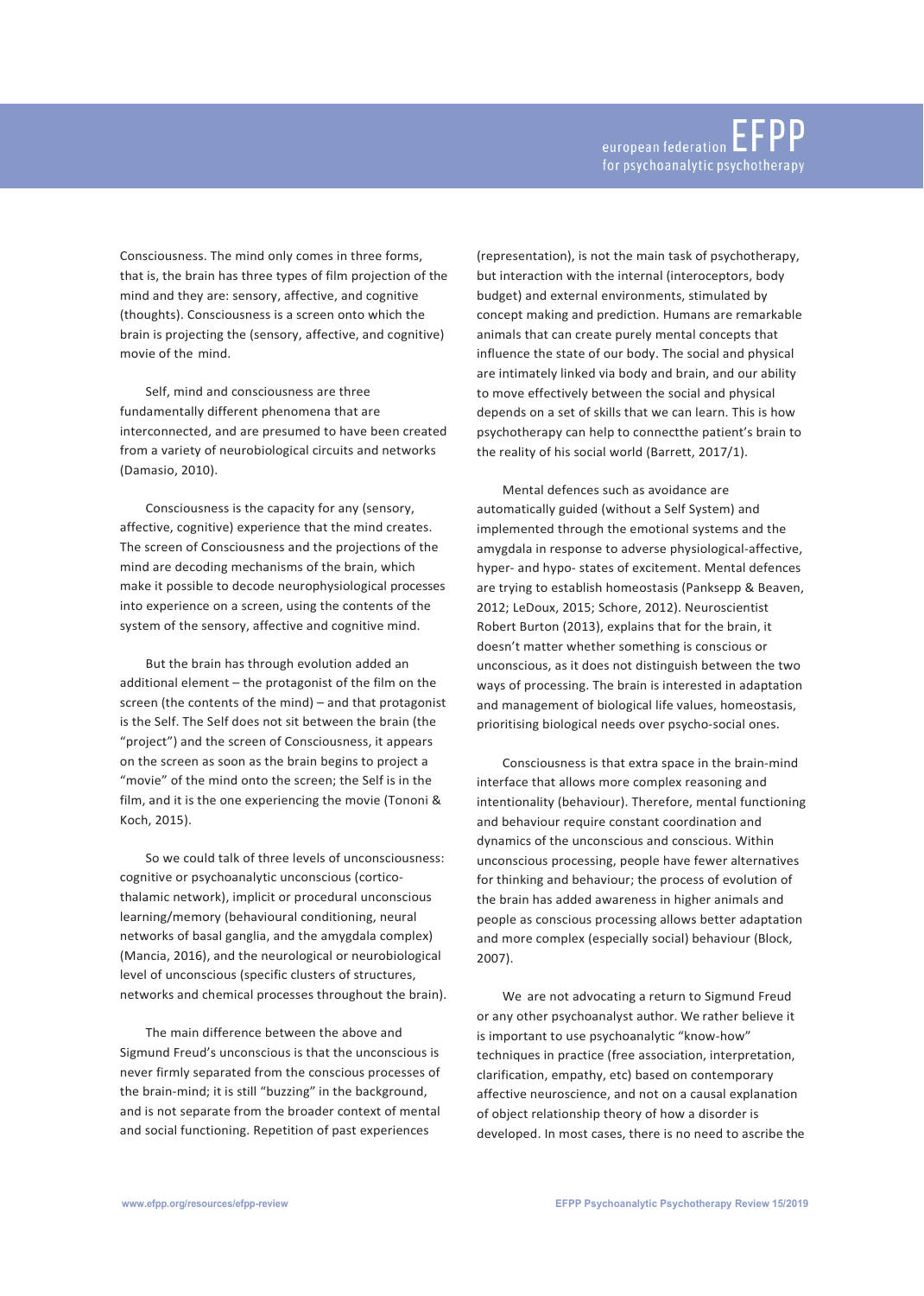Consciousness. The mind only comes in three forms, that is, the brain has three types of film projection of the mind and they are: sensory, affective, and cognitive (thoughts). Consciousness is a screen onto which the brain is projecting the (sensory, affective, and cognitive) movie of the mind.

Self, mind and consciousness are three fundamentally different phenomena that are interconnected, and are presumed to have been created from a variety of neurobiological circuits and networks (Damasio, 2010).

Consciousness is the capacity for any (sensory, affective, cognitive) experience that the mind creates. The screen of Consciousness and the projections of the mind are decoding mechanisms of the brain, which make it possible to decode neurophysiological processes into experience on a screen, using the contents of the system of the sensory, affective and cognitive mind.

But the brain has through evolution added an additional element – the protagonist of the film on the screen (the contents of the mind) – and that protagonist is the Self. The Self does not sit between the brain (the "project") and the screen of Consciousness, it appears on the screen as soon as the brain begins to project a "movie" of the mind onto the screen; the Self is in the film, and it is the one experiencing the movie (Tononi & Koch, 2015).

So we could talk of three levels of unconsciousness: cognitive or psychoanalytic unconscious (cortico-thalamic network), implicit or procedural unconscious learning/memory (behavioural conditioning, neural networks of basal ganglia, and the amygdala complex) (Mancia, 2016), and the neurological or neurobiological level of unconscious (specific clusters of structures, networks and chemical processes throughout the brain).

The main difference between the above and Sigmund Freud's unconscious is that the unconscious is never firmly separated from the conscious processes of the brain-mind; it is still "buzzing" in the background, and is not separate from the broader context of mental and social functioning. Repetition of past experiences (representation), is not the main task of psychotherapy, but interaction with the internal (interoceptors, body budget) and external environments, stimulated by concept making and prediction. Humans are remarkable animals that can create purely mental concepts that influence the state of our body. The social and physical are intimately linked via body and brain, and our ability to move effectively between the social and physical depends on a set of skills that we can learn. This is how psychotherapy can help to connectthe patient's brain to the reality of his social world (Barrett, 2017/1).

Mental defences such as avoidance are automatically guided (without a Self System) and implemented through the emotional systems and the amygdala in response to adverse physiological-affective, hyper- and hypo- states of excitement. Mental defences are trying to establish homeostasis (Panksepp & Beaven, 2012; LeDoux, 2015; Schore, 2012). Neuroscientist Robert Burton (2013), explains that for the brain, it doesn't matter whether something is conscious or unconscious, as it does not distinguish between the two ways of processing. The brain is interested in adaptation and management of biological life values, homeostasis, prioritising biological needs over psycho-social ones.

Consciousness is that extra space in the brain-mind interface that allows more complex reasoning and intentionality (behaviour). Therefore, mental functioning and behaviour require constant coordination and dynamics of the unconscious and conscious. Within unconscious processing, people have fewer alternatives for thinking and behaviour; the process of evolution of the brain has added awareness in higher animals and people as conscious processing allows better adaptation and more complex (especially social) behaviour (Block, 2007).

We are not advocating a return to Sigmund Freud or any other psychoanalyst author. We rather believe it is important to use psychoanalytic "know-how" techniques in practice (free association, interpretation, clarification, empathy, etc) based on contemporary affective neuroscience, and not on a causal explanation of object relationship theory of how a disorder is developed. In most cases, there is no need to ascribe the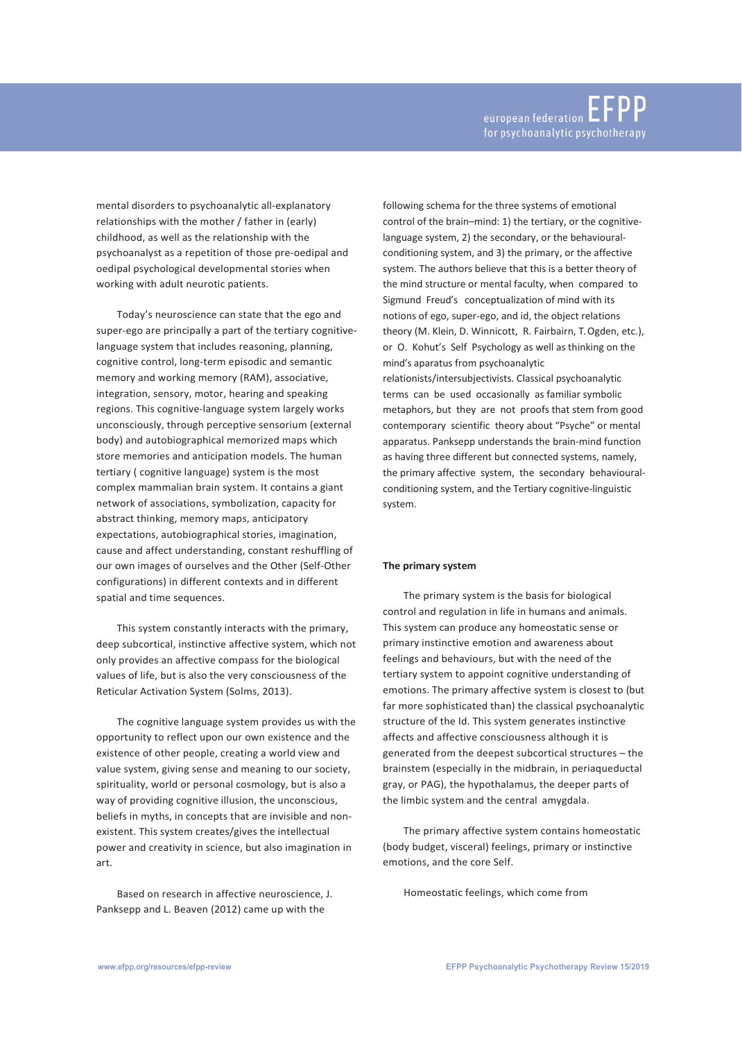mental disorders to psychoanalytic all-explanatory relationships with the mother / father in (early) childhood, as well as the relationship with the psychoanalyst as a repetition of those pre-oedipal and oedipal psychological developmental stories when working with adult neurotic patients.

Today's neuroscience can state that the ego and super-ego are principally a part of the tertiary cognitive-language system that includes reasoning, planning, cognitive control, long-term episodic and semantic memory and working memory (RAM), associative, integration, sensory, motor, hearing and speaking regions. This cognitive-language system largely works unconsciously, through perceptive sensorium (external body) and autobiographical memorized maps which store memories and anticipation models. The human tertiary ( cognitive language) system is the most complex mammalian brain system. It contains a giant network of associations, symbolization, capacity for abstract thinking, memory maps, anticipatory expectations, autobiographical stories, imagination, cause and affect understanding, constant reshuffling of our own images of ourselves and the Other (Self-Other configurations) in different contexts and in different spatial and time sequences.

This system constantly interacts with the primary, deep subcortical, instinctive affective system, which not only provides an affective compass for the biological values of life, but is also the very consciousness of the Reticular Activation System (Solms, 2013).

The cognitive language system provides us with the opportunity to reflect upon our own existence and the existence of other people, creating a world view and value system, giving sense and meaning to our society, spirituality, world or personal cosmology, but is also a way of providing cognitive illusion, the unconscious, beliefs in myths, in concepts that are invisible and non-existent. This system creates/gives the intellectual power and creativity in science, but also imagination in art.

Based on research in affective neuroscience, J. Panksepp and L. Beaven (2012) came up with the following schema for the three systems of emotional control of the brain–mind: 1) the tertiary, or the cognitive-language system, 2) the secondary, or the behavioural-conditioning system, and 3) the primary, or the affective system. The authors believe that this is a better theory of the mind structure or mental faculty, when compared to Sigmund Freud's conceptualization of mind with its notions of ego, super-ego, and id, the object relations theory (M. Klein, D. Winnicott, R. Fairbairn, T. Ogden, etc.), or O. Kohut's Self Psychology as well as thinking on the mind's aparatus from psychoanalytic relationists/intersubjectivists. Classical psychoanalytic terms can be used occasionally as familiar symbolic metaphors, but they are not proofs that stem from good contemporary scientific theory about "Psyche" or mental apparatus. Panksepp understands the brain-mind function as having three different but connected systems, namely, the primary affective system, the secondary behavioural-conditioning system, and the Tertiary cognitive-linguistic system.

**The primary system**

The primary system is the basis for biological control and regulation in life in humans and animals. This system can produce any homeostatic sense or primary instinctive emotion and awareness about feelings and behaviours, but with the need of the tertiary system to appoint cognitive understanding of emotions. The primary affective system is closest to (but far more sophisticated than) the classical psychoanalytic structure of the Id. This system generates instinctive affects and affective consciousness although it is generated from the deepest subcortical structures – the brainstem (especially in the midbrain, in periaqueductal gray, or PAG), the hypothalamus, the deeper parts of the limbic system and the central amygdala.

The primary affective system contains homeostatic (body budget, visceral) feelings, primary or instinctive emotions, and the core Self.

Homeostatic feelings, which come from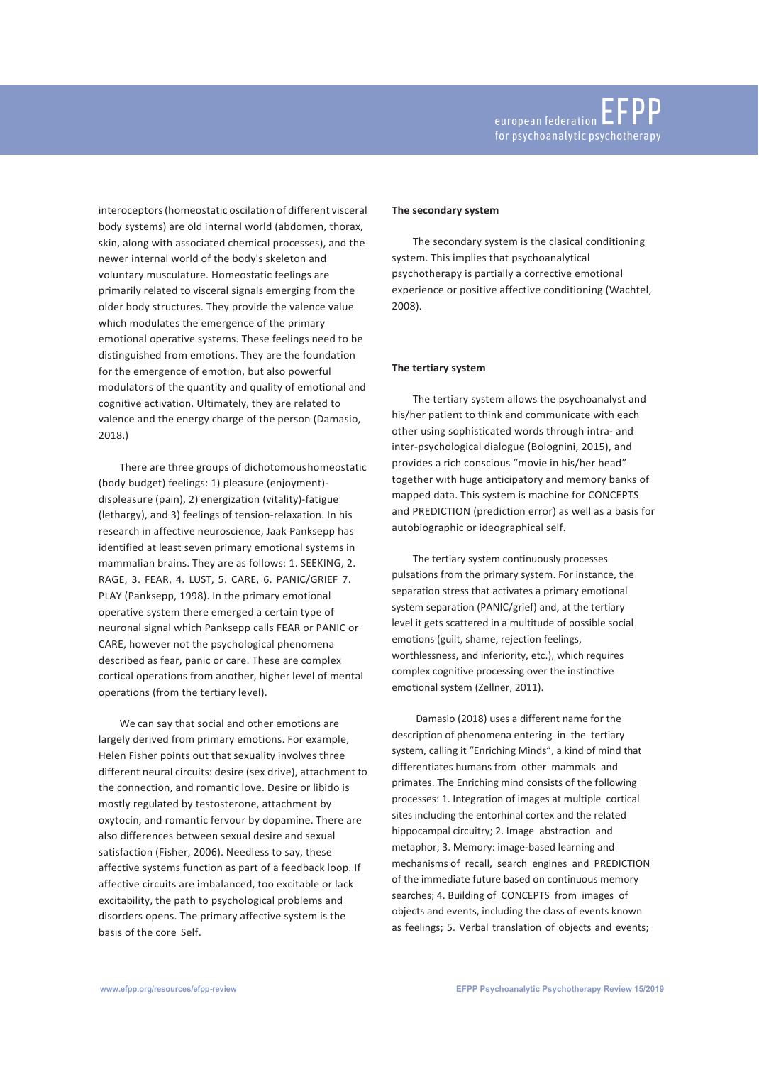interoceptors (homeostatic oscilation of different visceral body systems) are old internal world (abdomen, thorax, skin, along with associated chemical processes), and the newer internal world of the body's skeleton and voluntary musculature. Homeostatic feelings are primarily related to visceral signals emerging from the older body structures. They provide the valence value which modulates the emergence of the primary emotional operative systems. These feelings need to be distinguished from emotions. They are the foundation for the emergence of emotion, but also powerful modulators of the quantity and quality of emotional and cognitive activation. Ultimately, they are related to valence and the energy charge of the person (Damasio, 2018.)

There are three groups of dichotomous homeostatic (body budget) feelings: 1) pleasure (enjoyment)-displeasure (pain), 2) energization (vitality)-fatigue (lethargy), and 3) feelings of tension-relaxation. In his research in affective neuroscience, Jaak Panksepp has identified at least seven primary emotional systems in mammalian brains. They are as follows: 1. SEEKING, 2. RAGE, 3. FEAR, 4. LUST, 5. CARE, 6. PANIC/GRIEF 7. PLAY (Panksepp, 1998). In the primary emotional operative system there emerged a certain type of neuronal signal which Panksepp calls FEAR or PANIC or CARE, however not the psychological phenomena described as fear, panic or care. These are complex cortical operations from another, higher level of mental operations (from the tertiary level).

We can say that social and other emotions are largely derived from primary emotions. For example, Helen Fisher points out that sexuality involves three different neural circuits: desire (sex drive), attachment to the connection, and romantic love. Desire or libido is mostly regulated by testosterone, attachment by oxytocin, and romantic fervour by dopamine. There are also differences between sexual desire and sexual satisfaction (Fisher, 2006). Needless to say, these affective systems function as part of a feedback loop. If affective circuits are imbalanced, too excitable or lack excitability, the path to psychological problems and disorders opens. The primary affective system is the basis of the core Self.

**The secondary system**

The secondary system is the clasical conditioning system. This implies that psychoanalytical psychotherapy is partially a corrective emotional experience or positive affective conditioning (Wachtel, 2008).

**The tertiary system**

The tertiary system allows the psychoanalyst and his/her patient to think and communicate with each other using sophisticated words through intra- and inter-psychological dialogue (Bolognini, 2015), and provides a rich conscious "movie in his/her head" together with huge anticipatory and memory banks of mapped data. This system is machine for CONCEPTS and PREDICTION (prediction error) as well as a basis for autobiographic or ideographical self.

The tertiary system continuously processes pulsations from the primary system. For instance, the separation stress that activates a primary emotional system separation (PANIC/grief) and, at the tertiary level it gets scattered in a multitude of possible social emotions (guilt, shame, rejection feelings, worthlessness, and inferiority, etc.), which requires complex cognitive processing over the instinctive emotional system (Zellner, 2011).

Damasio (2018) uses a different name for the description of phenomena entering in the tertiary system, calling it "Enriching Minds", a kind of mind that differentiates humans from other mammals and primates. The Enriching mind consists of the following processes: 1. Integration of images at multiple cortical sites including the entorhinal cortex and the related hippocampal circuitry; 2. Image abstraction and metaphor; 3. Memory: image-based learning and mechanisms of recall, search engines and PREDICTION of the immediate future based on continuous memory searches; 4. Building of CONCEPTS from images of objects and events, including the class of events known as feelings; 5. Verbal translation of objects and events;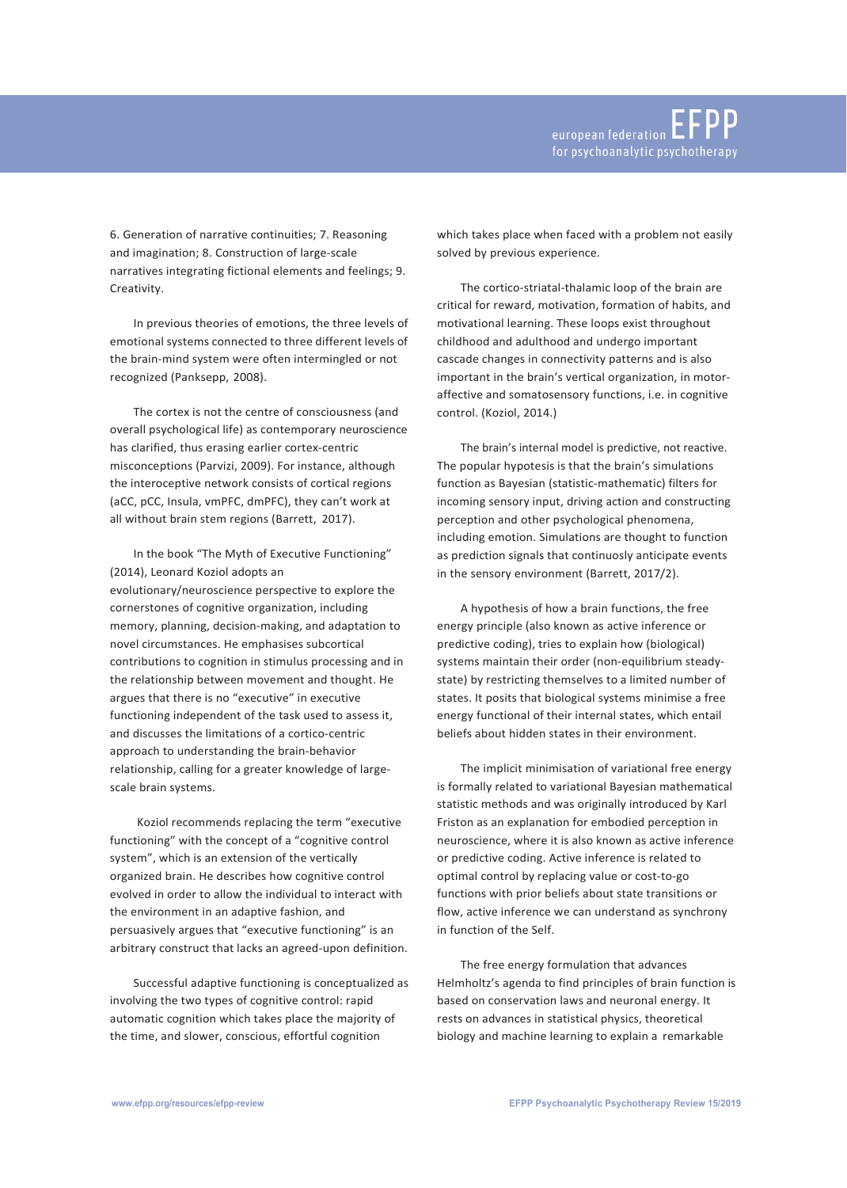6. Generation of narrative continuities; 7. Reasoning and imagination; 8. Construction of large-scale narratives integrating fictional elements and feelings; 9. Creativity.

In previous theories of emotions, the three levels of emotional systems connected to three different levels of the brain-mind system were often intermingled or not recognized (Panksepp, 2008).

The cortex is not the centre of consciousness (and overall psychological life) as contemporary neuroscience has clarified, thus erasing earlier cortex-centric misconceptions (Parvizi, 2009). For instance, although the interoceptive network consists of cortical regions (aCC, pCC, Insula, vmPFC, dmPFC), they can't work at all without brain stem regions (Barrett, 2017).

In the book "The Myth of Executive Functioning" (2014), Leonard Koziol adopts an evolutionary/neuroscience perspective to explore the cornerstones of cognitive organization, including memory, planning, decision-making, and adaptation to novel circumstances. He emphasises subcortical contributions to cognition in stimulus processing and in the relationship between movement and thought. He argues that there is no "executive" in executive functioning independent of the task used to assess it, and discusses the limitations of a cortico-centric approach to understanding the brain-behavior relationship, calling for a greater knowledge of large-scale brain systems.

Koziol recommends replacing the term "executive functioning" with the concept of a "cognitive control system", which is an extension of the vertically organized brain. He describes how cognitive control evolved in order to allow the individual to interact with the environment in an adaptive fashion, and persuasively argues that "executive functioning" is an arbitrary construct that lacks an agreed-upon definition.

Successful adaptive functioning is conceptualized as involving the two types of cognitive control: rapid automatic cognition which takes place the majority of the time, and slower, conscious, effortful cognition which takes place when faced with a problem not easily solved by previous experience.

The cortico-striatal-thalamic loop of the brain are critical for reward, motivation, formation of habits, and motivational learning. These loops exist throughout childhood and adulthood and undergo important cascade changes in connectivity patterns and is also important in the brain's vertical organization, in motor-affective and somatosensory functions, i.e. in cognitive control. (Koziol, 2014.)

The brain's internal model is predictive, not reactive. The popular hypotesis is that the brain's simulations function as Bayesian (statistic-mathematic) filters for incoming sensory input, driving action and constructing perception and other psychological phenomena, including emotion. Simulations are thought to function as prediction signals that continuosly anticipate events in the sensory environment (Barrett, 2017/2).

A hypothesis of how a brain functions, the free energy principle (also known as active inference or predictive coding), tries to explain how (biological) systems maintain their order (non-equilibrium steady-state) by restricting themselves to a limited number of states. It posits that biological systems minimise a free energy functional of their internal states, which entail beliefs about hidden states in their environment.

The implicit minimisation of variational free energy is formally related to variational Bayesian mathematical statistic methods and was originally introduced by Karl Friston as an explanation for embodied perception in neuroscience, where it is also known as active inference or predictive coding. Active inference is related to optimal control by replacing value or cost-to-go functions with prior beliefs about state transitions or flow, active inference we can understand as synchrony in function of the Self.

The free energy formulation that advances Helmholtz's agenda to find principles of brain function is based on conservation laws and neuronal energy. It rests on advances in statistical physics, theoretical biology and machine learning to explain a remarkable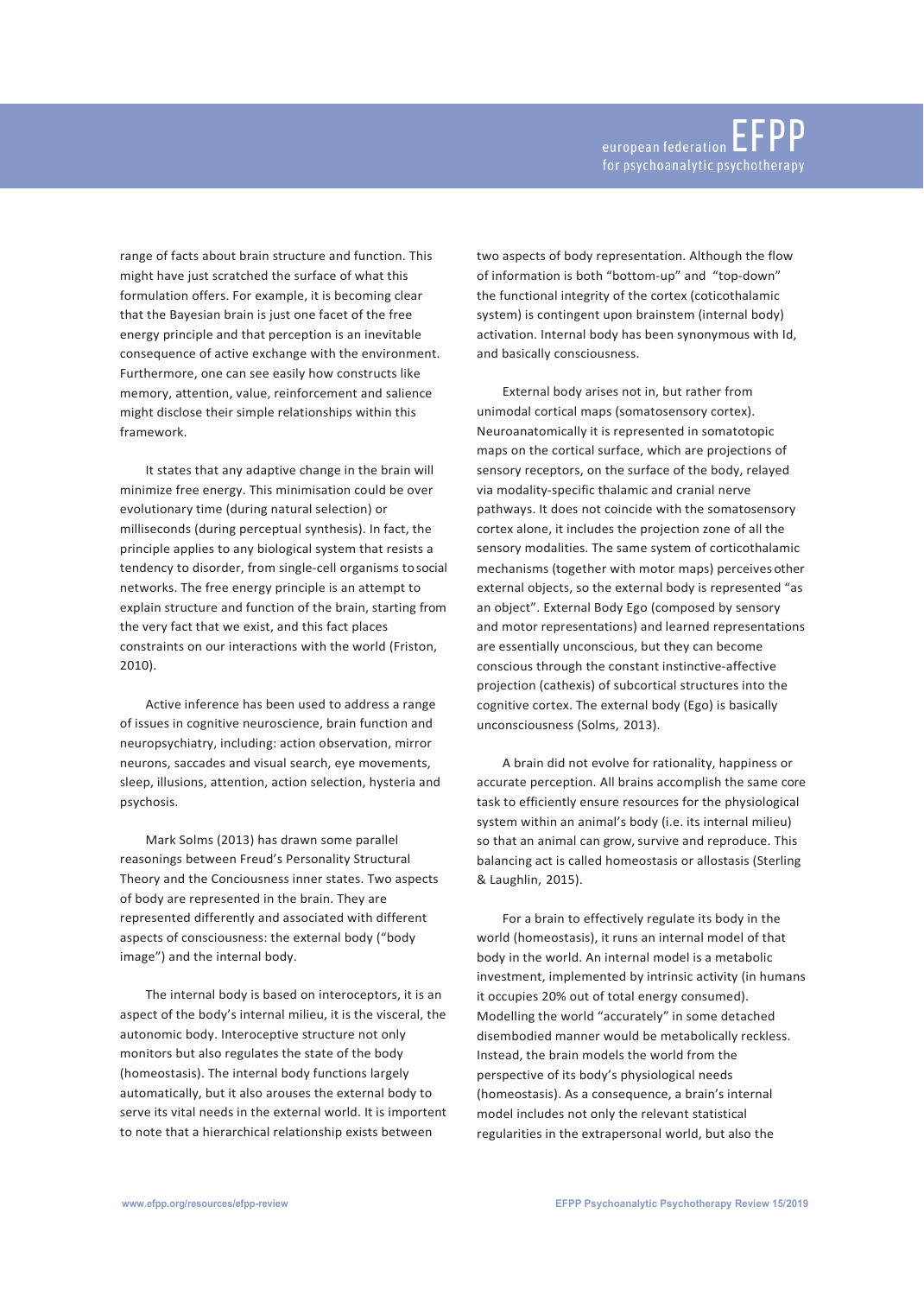range of facts about brain structure and function. This might have just scratched the surface of what this formulation offers. For example, it is becoming clear that the Bayesian brain is just one facet of the free energy principle and that perception is an inevitable consequence of active exchange with the environment. Furthermore, one can see easily how constructs like memory, attention, value, reinforcement and salience might disclose their simple relationships within this framework.

It states that any adaptive change in the brain will minimize free energy. This minimisation could be over evolutionary time (during natural selection) or milliseconds (during perceptual synthesis). In fact, the principle applies to any biological system that resists a tendency to disorder, from single-cell organisms to social networks. The free energy principle is an attempt to explain structure and function of the brain, starting from the very fact that we exist, and this fact places constraints on our interactions with the world (Friston, 2010).

Active inference has been used to address a range of issues in cognitive neuroscience, brain function and neuropsychiatry, including: action observation, mirror neurons, saccades and visual search, eye movements, sleep, illusions, attention, action selection, hysteria and psychosis.

Mark Solms (2013) has drawn some parallel reasonings between Freud's Personality Structural Theory and the Conciousness inner states. Two aspects of body are represented in the brain. They are represented differently and associated with different aspects of consciousness: the external body ("body image") and the internal body.

The internal body is based on interoceptors, it is an aspect of the body's internal milieu, it is the visceral, the autonomic body. Interoceptive structure not only monitors but also regulates the state of the body (homeostasis). The internal body functions largely automatically, but it also arouses the external body to serve its vital needs in the external world. It is importent to note that a hierarchical relationship exists between two aspects of body representation. Although the flow of information is both "bottom-up" and "top-down" the functional integrity of the cortex (coticothalamic system) is contingent upon brainstem (internal body) activation. Internal body has been synonymous with Id, and basically consciousness.

External body arises not in, but rather from unimodal cortical maps (somatosensory cortex). Neuroanatomically it is represented in somatotopic maps on the cortical surface, which are projections of sensory receptors, on the surface of the body, relayed via modality-specific thalamic and cranial nerve pathways. It does not coincide with the somatosensory cortex alone, it includes the projection zone of all the sensory modalities. The same system of corticothalamic mechanisms (together with motor maps) perceives other external objects, so the external body is represented "as an object". External Body Ego (composed by sensory and motor representations) and learned representations are essentially unconscious, but they can become conscious through the constant instinctive-affective projection (cathexis) of subcortical structures into the cognitive cortex. The external body (Ego) is basically unconsciousness (Solms, 2013).

A brain did not evolve for rationality, happiness or accurate perception. All brains accomplish the same core task to efficiently ensure resources for the physiological system within an animal's body (i.e. its internal milieu) so that an animal can grow, survive and reproduce. This balancing act is called homeostasis or allostasis (Sterling & Laughlin, 2015).

For a brain to effectively regulate its body in the world (homeostasis), it runs an internal model of that body in the world. An internal model is a metabolic investment, implemented by intrinsic activity (in humans it occupies 20% out of total energy consumed). Modelling the world "accurately" in some detached disembodied manner would be metabolically reckless. Instead, the brain models the world from the perspective of its body's physiological needs (homeostasis). As a consequence, a brain's internal model includes not only the relevant statistical regularities in the extrapersonal world, but also the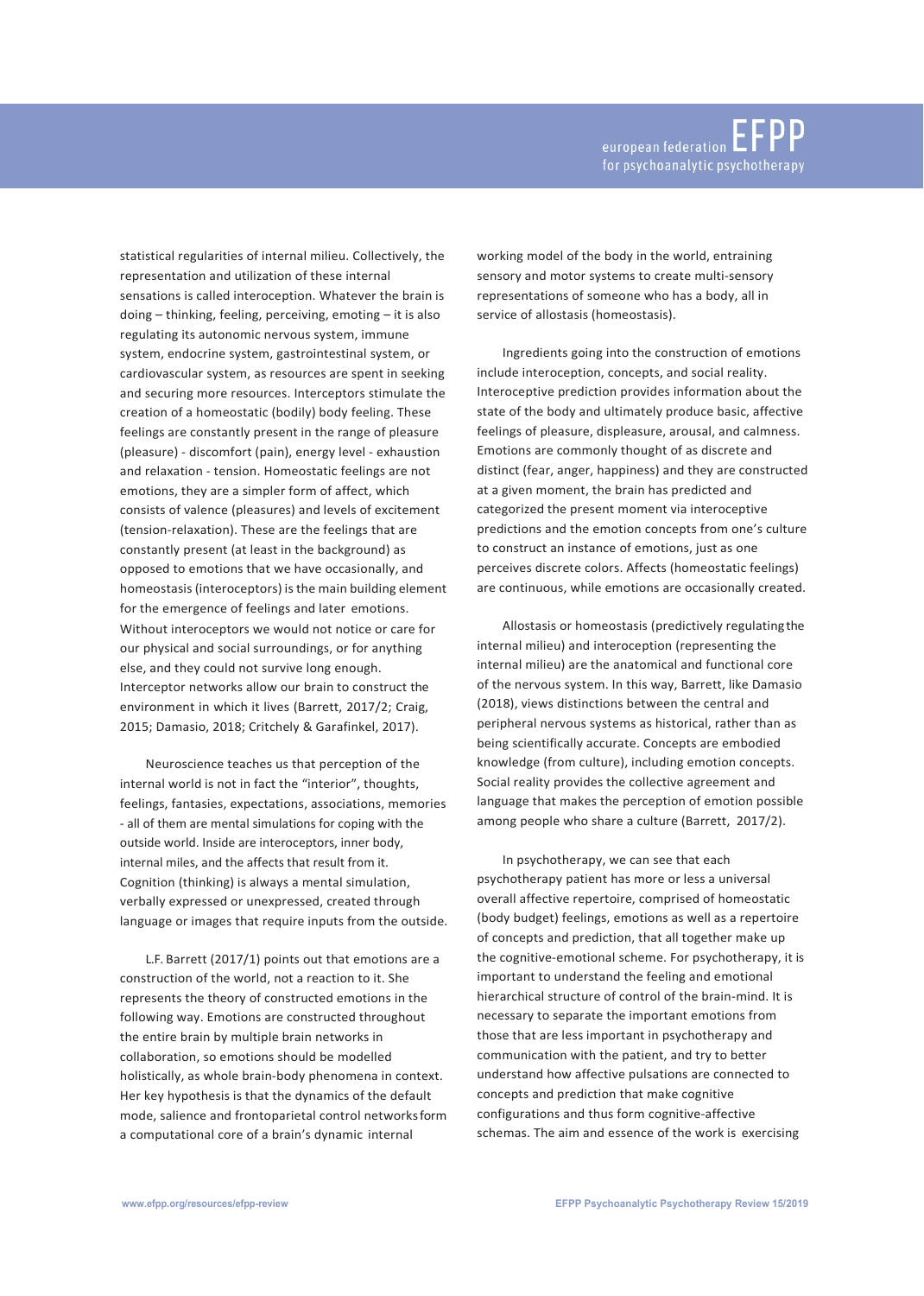statistical regularities of internal milieu. Collectively, the representation and utilization of these internal sensations is called interoception. Whatever the brain is doing – thinking, feeling, perceiving, emoting – it is also regulating its autonomic nervous system, immune system, endocrine system, gastrointestinal system, or cardiovascular system, as resources are spent in seeking and securing more resources. Interceptors stimulate the creation of a homeostatic (bodily) body feeling. These feelings are constantly present in the range of pleasure (pleasure) - discomfort (pain), energy level - exhaustion and relaxation - tension. Homeostatic feelings are not emotions, they are a simpler form of affect, which consists of valence (pleasures) and levels of excitement (tension-relaxation). These are the feelings that are constantly present (at least in the background) as opposed to emotions that we have occasionally, and homeostasis (interoceptors) is the main building element for the emergence of feelings and later emotions. Without interoceptors we would not notice or care for our physical and social surroundings, or for anything else, and they could not survive long enough. Interceptor networks allow our brain to construct the environment in which it lives (Barrett, 2017/2; Craig, 2015; Damasio, 2018; Critchely & Garafinkel, 2017).

Neuroscience teaches us that perception of the internal world is not in fact the "interior", thoughts, feelings, fantasies, expectations, associations, memories - all of them are mental simulations for coping with the outside world. Inside are interoceptors, inner body, internal miles, and the affects that result from it. Cognition (thinking) is always a mental simulation, verbally expressed or unexpressed, created through language or images that require inputs from the outside.

L.F. Barrett (2017/1) points out that emotions are a construction of the world, not a reaction to it. She represents the theory of constructed emotions in the following way. Emotions are constructed throughout the entire brain by multiple brain networks in collaboration, so emotions should be modelled holistically, as whole brain-body phenomena in context. Her key hypothesis is that the dynamics of the default mode, salience and frontoparietal control networks form a computational core of a brain's dynamic internal working model of the body in the world, entraining sensory and motor systems to create multi-sensory representations of someone who has a body, all in service of allostasis (homeostasis).

Ingredients going into the construction of emotions include interoception, concepts, and social reality. Interoceptive prediction provides information about the state of the body and ultimately produce basic, affective feelings of pleasure, displeasure, arousal, and calmness. Emotions are commonly thought of as discrete and distinct (fear, anger, happiness) and they are constructed at a given moment, the brain has predicted and categorized the present moment via interoceptive predictions and the emotion concepts from one's culture to construct an instance of emotions, just as one perceives discrete colors. Affects (homeostatic feelings) are continuous, while emotions are occasionally created.

Allostasis or homeostasis (predictively regulating the internal milieu) and interoception (representing the internal milieu) are the anatomical and functional core of the nervous system. In this way, Barrett, like Damasio (2018), views distinctions between the central and peripheral nervous systems as historical, rather than as being scientifically accurate. Concepts are embodied knowledge (from culture), including emotion concepts. Social reality provides the collective agreement and language that makes the perception of emotion possible among people who share a culture (Barrett, 2017/2).

In psychotherapy, we can see that each psychotherapy patient has more or less a universal overall affective repertoire, comprised of homeostatic (body budget) feelings, emotions as well as a repertoire of concepts and prediction, that all together make up the cognitive-emotional scheme. For psychotherapy, it is important to understand the feeling and emotional hierarchical structure of control of the brain-mind. It is necessary to separate the important emotions from those that are less important in psychotherapy and communication with the patient, and try to better understand how affective pulsations are connected to concepts and prediction that make cognitive configurations and thus form cognitive-affective schemas. The aim and essence of the work is exercising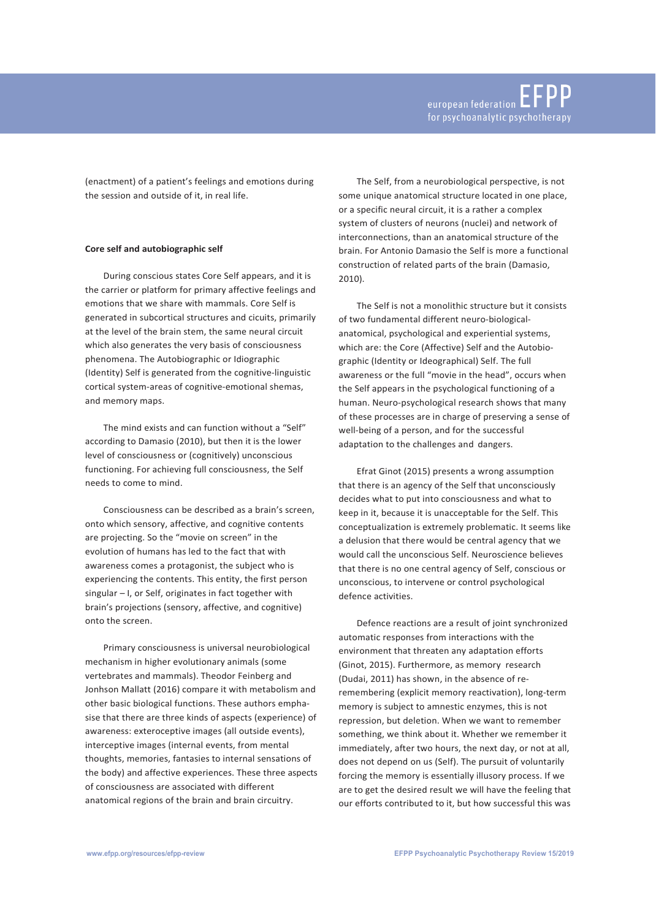(enactment) of a patient's feelings and emotions during the session and outside of it, in real life.

**Core self and autobiographic self**

During conscious states Core Self appears, and it is the carrier or platform for primary affective feelings and emotions that we share with mammals. Core Self is generated in subcortical structures and cicuits, primarily at the level of the brain stem, the same neural circuit which also generates the very basis of consciousness phenomena. The Autobiographic or Idiographic (Identity) Self is generated from the cognitive-linguistic cortical system-areas of cognitive-emotional shemas, and memory maps.

The mind exists and can function without a "Self" according to Damasio (2010), but then it is the lower level of consciousness or (cognitively) unconscious functioning. For achieving full consciousness, the Self needs to come to mind.

Consciousness can be described as a brain's screen, onto which sensory, affective, and cognitive contents are projecting. So the "movie on screen" in the evolution of humans has led to the fact that with awareness comes a protagonist, the subject who is experiencing the contents. This entity, the first person singular – I, or Self, originates in fact together with brain's projections (sensory, affective, and cognitive) onto the screen.

Primary consciousness is universal neurobiological mechanism in higher evolutionary animals (some vertebrates and mammals). Theodor Feinberg and Jonhson Mallatt (2016) compare it with metabolism and other basic biological functions. These authors emphasise that there are three kinds of aspects (experience) of awareness: exteroceptive images (all outside events), interceptive images (internal events, from mental thoughts, memories, fantasies to internal sensations of the body) and affective experiences. These three aspects of consciousness are associated with different anatomical regions of the brain and brain circuitry.

The Self, from a neurobiological perspective, is not some unique anatomical structure located in one place, or a specific neural circuit, it is a rather a complex system of clusters of neurons (nuclei) and network of interconnections, than an anatomical structure of the brain. For Antonio Damasio the Self is more a functional construction of related parts of the brain (Damasio, 2010).

The Self is not a monolithic structure but it consists of two fundamental different neuro-biological-anatomical, psychological and experiential systems, which are: the Core (Affective) Self and the Autobiographic (Identity or Ideographical) Self. The full awareness or the full "movie in the head", occurs when the Self appears in the psychological functioning of a human. Neuro-psychological research shows that many of these processes are in charge of preserving a sense of well-being of a person, and for the successful adaptation to the challenges and dangers.

Efrat Ginot (2015) presents a wrong assumption that there is an agency of the Self that unconsciously decides what to put into consciousness and what to keep in it, because it is unacceptable for the Self. This conceptualization is extremely problematic. It seems like a delusion that there would be central agency that we would call the unconscious Self. Neuroscience believes that there is no one central agency of Self, conscious or unconscious, to intervene or control psychological defence activities.

Defence reactions are a result of joint synchronized automatic responses from interactions with the environment that threaten any adaptation efforts (Ginot, 2015). Furthermore, as memory research (Dudai, 2011) has shown, in the absence of re-remembering (explicit memory reactivation), long-term memory is subject to amnestic enzymes, this is not repression, but deletion. When we want to remember something, we think about it. Whether we remember it immediately, after two hours, the next day, or not at all, does not depend on us (Self). The pursuit of voluntarily forcing the memory is essentially illusory process. If we are to get the desired result we will have the feeling that our efforts contributed to it, but how successful this was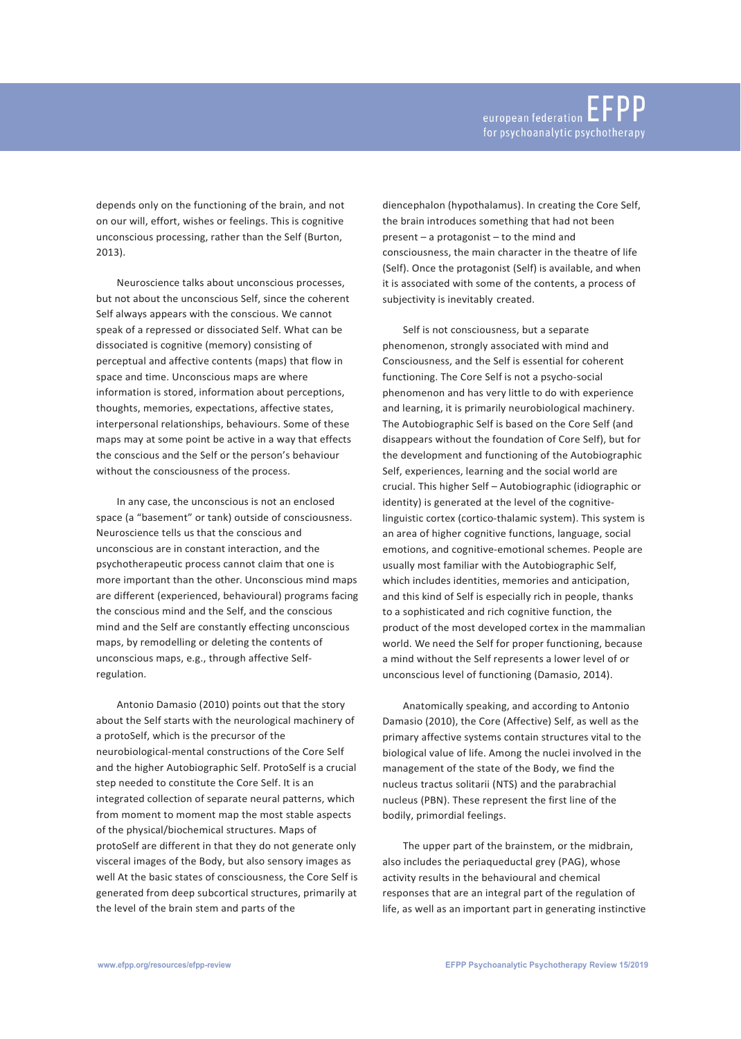depends only on the functioning of the brain, and not on our will, effort, wishes or feelings. This is cognitive unconscious processing, rather than the Self (Burton, 2013).

Neuroscience talks about unconscious processes, but not about the unconscious Self, since the coherent Self always appears with the conscious. We cannot speak of a repressed or dissociated Self. What can be dissociated is cognitive (memory) consisting of perceptual and affective contents (maps) that flow in space and time. Unconscious maps are where information is stored, information about perceptions, thoughts, memories, expectations, affective states, interpersonal relationships, behaviours. Some of these maps may at some point be active in a way that effects the conscious and the Self or the person's behaviour without the consciousness of the process.

In any case, the unconscious is not an enclosed space (a "basement" or tank) outside of consciousness. Neuroscience tells us that the conscious and unconscious are in constant interaction, and the psychotherapeutic process cannot claim that one is more important than the other. Unconscious mind maps are different (experienced, behavioural) programs facing the conscious mind and the Self, and the conscious mind and the Self are constantly effecting unconscious maps, by remodelling or deleting the contents of unconscious maps, e.g., through affective Self-regulation.

Antonio Damasio (2010) points out that the story about the Self starts with the neurological machinery of a protoSelf, which is the precursor of the neurobiological-mental constructions of the Core Self and the higher Autobiographic Self. ProtoSelf is a crucial step needed to constitute the Core Self. It is an integrated collection of separate neural patterns, which from moment to moment map the most stable aspects of the physical/biochemical structures. Maps of protoSelf are different in that they do not generate only visceral images of the Body, but also sensory images as well At the basic states of consciousness, the Core Self is generated from deep subcortical structures, primarily at the level of the brain stem and parts of the diencephalon (hypothalamus). In creating the Core Self, the brain introduces something that had not been present – a protagonist – to the mind and consciousness, the main character in the theatre of life (Self). Once the protagonist (Self) is available, and when it is associated with some of the contents, a process of subjectivity is inevitably created.

Self is not consciousness, but a separate phenomenon, strongly associated with mind and Consciousness, and the Self is essential for coherent functioning. The Core Self is not a psycho-social phenomenon and has very little to do with experience and learning, it is primarily neurobiological machinery. The Autobiographic Self is based on the Core Self (and disappears without the foundation of Core Self), but for the development and functioning of the Autobiographic Self, experiences, learning and the social world are crucial. This higher Self – Autobiographic (idiographic or identity) is generated at the level of the cognitive-linguistic cortex (cortico-thalamic system). This system is an area of higher cognitive functions, language, social emotions, and cognitive-emotional schemes. People are usually most familiar with the Autobiographic Self, which includes identities, memories and anticipation, and this kind of Self is especially rich in people, thanks to a sophisticated and rich cognitive function, the product of the most developed cortex in the mammalian world. We need the Self for proper functioning, because a mind without the Self represents a lower level of or unconscious level of functioning (Damasio, 2014).

Anatomically speaking, and according to Antonio Damasio (2010), the Core (Affective) Self, as well as the primary affective systems contain structures vital to the biological value of life. Among the nuclei involved in the management of the state of the Body, we find the nucleus tractus solitarii (NTS) and the parabrachial nucleus (PBN). These represent the first line of the bodily, primordial feelings.

The upper part of the brainstem, or the midbrain, also includes the periaqueductal grey (PAG), whose activity results in the behavioural and chemical responses that are an integral part of the regulation of life, as well as an important part in generating instinctive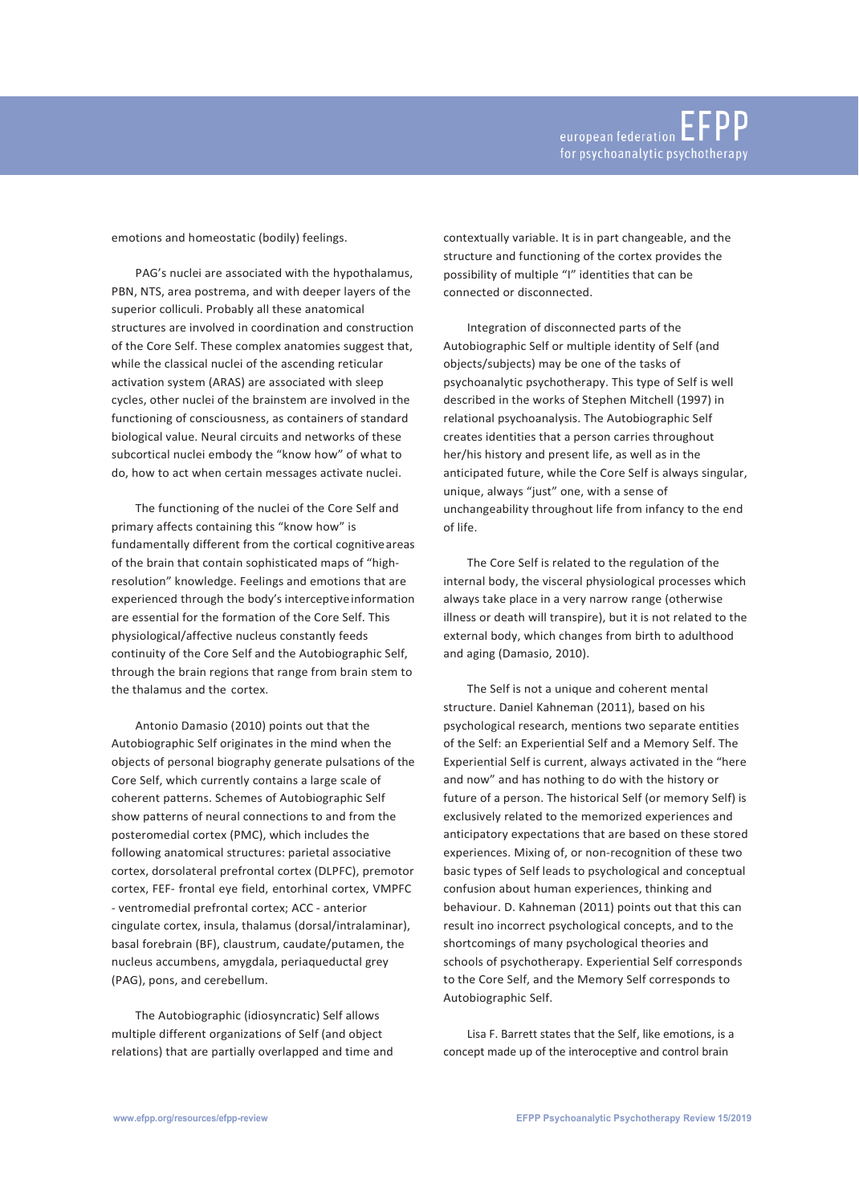emotions and homeostatic (bodily) feelings.

PAG's nuclei are associated with the hypothalamus, PBN, NTS, area postrema, and with deeper layers of the superior colliculi. Probably all these anatomical structures are involved in coordination and construction of the Core Self. These complex anatomies suggest that, while the classical nuclei of the ascending reticular activation system (ARAS) are associated with sleep cycles, other nuclei of the brainstem are involved in the functioning of consciousness, as containers of standard biological value. Neural circuits and networks of these subcortical nuclei embody the "know how" of what to do, how to act when certain messages activate nuclei.

The functioning of the nuclei of the Core Self and primary affects containing this "know how" is fundamentally different from the cortical cognitive areas of the brain that contain sophisticated maps of "high-resolution" knowledge. Feelings and emotions that are experienced through the body's interceptive information are essential for the formation of the Core Self. This physiological/affective nucleus constantly feeds continuity of the Core Self and the Autobiographic Self, through the brain regions that range from brain stem to the thalamus and the cortex.

Antonio Damasio (2010) points out that the Autobiographic Self originates in the mind when the objects of personal biography generate pulsations of the Core Self, which currently contains a large scale of coherent patterns. Schemes of Autobiographic Self show patterns of neural connections to and from the posteromedial cortex (PMC), which includes the following anatomical structures: parietal associative cortex, dorsolateral prefrontal cortex (DLPFC), premotor cortex, FEF- frontal eye field, entorhinal cortex, VMPFC - ventromedial prefrontal cortex; ACC - anterior cingulate cortex, insula, thalamus (dorsal/intralaminar), basal forebrain (BF), claustrum, caudate/putamen, the nucleus accumbens, amygdala, periaqueductal grey (PAG), pons, and cerebellum.

The Autobiographic (idiosyncratic) Self allows multiple different organizations of Self (and object relations) that are partially overlapped and time and contextually variable. It is in part changeable, and the structure and functioning of the cortex provides the possibility of multiple "I" identities that can be connected or disconnected.

Integration of disconnected parts of the Autobiographic Self or multiple identity of Self (and objects/subjects) may be one of the tasks of psychoanalytic psychotherapy. This type of Self is well described in the works of Stephen Mitchell (1997) in relational psychoanalysis. The Autobiographic Self creates identities that a person carries throughout her/his history and present life, as well as in the anticipated future, while the Core Self is always singular, unique, always "just" one, with a sense of unchangeability throughout life from infancy to the end of life.

The Core Self is related to the regulation of the internal body, the visceral physiological processes which always take place in a very narrow range (otherwise illness or death will transpire), but it is not related to the external body, which changes from birth to adulthood and aging (Damasio, 2010).

The Self is not a unique and coherent mental structure. Daniel Kahneman (2011), based on his psychological research, mentions two separate entities of the Self: an Experiential Self and a Memory Self. The Experiential Self is current, always activated in the "here and now" and has nothing to do with the history or future of a person. The historical Self (or memory Self) is exclusively related to the memorized experiences and anticipatory expectations that are based on these stored experiences. Mixing of, or non-recognition of these two basic types of Self leads to psychological and conceptual confusion about human experiences, thinking and behaviour. D. Kahneman (2011) points out that this can result ino incorrect psychological concepts, and to the shortcomings of many psychological theories and schools of psychotherapy. Experiential Self corresponds to the Core Self, and the Memory Self corresponds to Autobiographic Self.

Lisa F. Barrett states that the Self, like emotions, is a concept made up of the interoceptive and control brain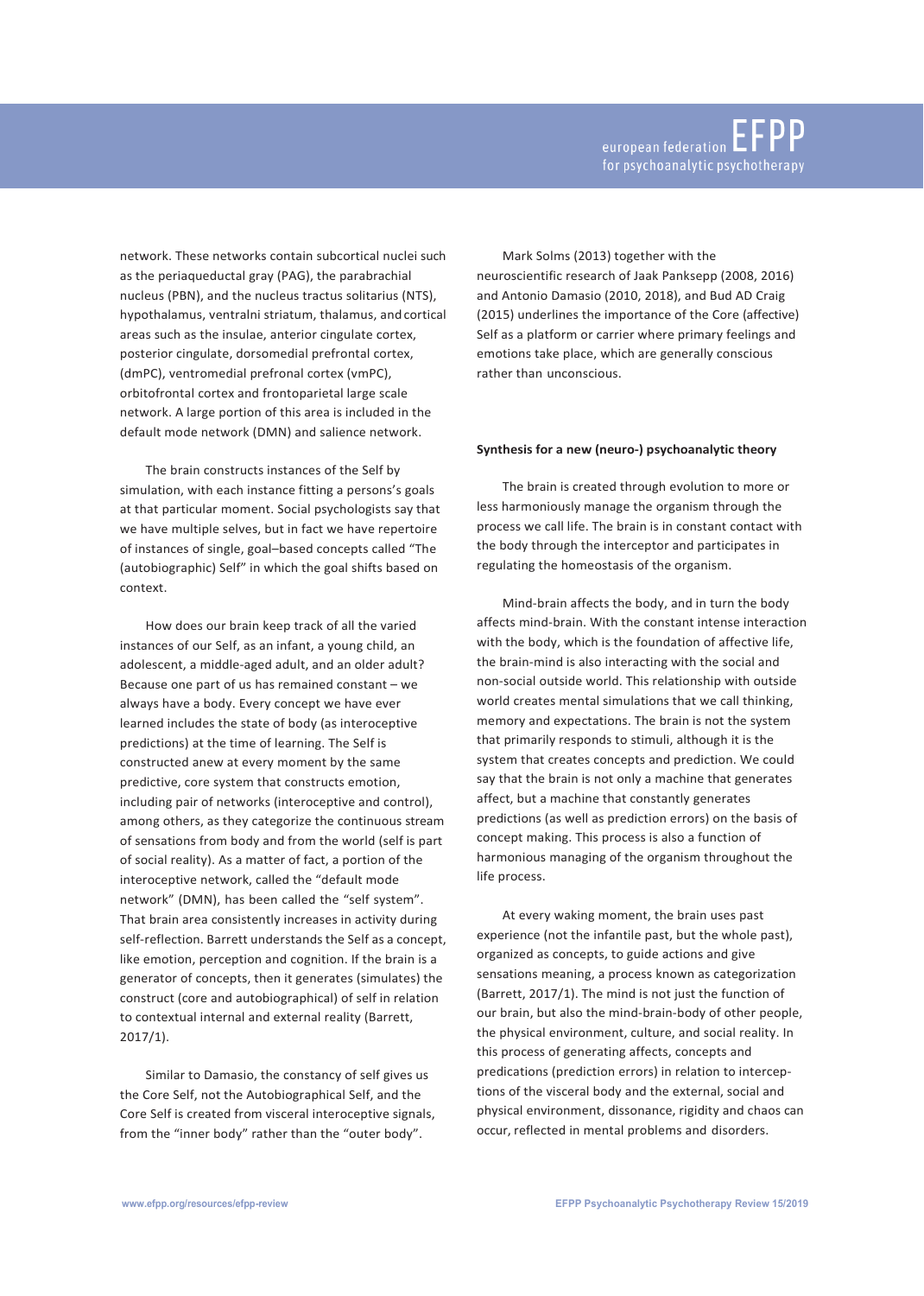network. These networks contain subcortical nuclei such as the periaqueductal gray (PAG), the parabrachial nucleus (PBN), and the nucleus tractus solitarius (NTS), hypothalamus, ventralni striatum, thalamus, and cortical areas such as the insulae, anterior cingulate cortex, posterior cingulate, dorsomedial prefrontal cortex, (dmPC), ventromedial prefrontal cortex (vmPC), orbitofrontal cortex and frontoparietal large scale network. A large portion of this area is included in the default mode network (DMN) and salience network.

The brain constructs instances of the Self by simulation, with each instance fitting a persons's goals at that particular moment. Social psychologists say that we have multiple selves, but in fact we have repertoire of instances of single, goal–based concepts called "The (autobiographic) Self" in which the goal shifts based on context.

How does our brain keep track of all the varied instances of our Self, as an infant, a young child, an adolescent, a middle-aged adult, and an older adult? Because one part of us has remained constant – we always have a body. Every concept we have ever learned includes the state of body (as interoceptive predictions) at the time of learning. The Self is constructed anew at every moment by the same predictive, core system that constructs emotion, including pair of networks (interoceptive and control), among others, as they categorize the continuous stream of sensations from body and from the world (self is part of social reality). As a matter of fact, a portion of the interoceptive network, called the "default mode network" (DMN), has been called the "self system". That brain area consistently increases in activity during self-reflection. Barrett understands the Self as a concept, like emotion, perception and cognition. If the brain is a generator of concepts, then it generates (simulates) the construct (core and autobiographical) of self in relation to contextual internal and external reality (Barrett, 2017/1).

Similar to Damasio, the constancy of self gives us the Core Self, not the Autobiographical Self, and the Core Self is created from visceral interoceptive signals, from the "inner body" rather than the "outer body".

Mark Solms (2013) together with the neuroscientific research of Jaak Panksepp (2008, 2016) and Antonio Damasio (2010, 2018), and Bud AD Craig (2015) underlines the importance of the Core (affective) Self as a platform or carrier where primary feelings and emotions take place, which are generally conscious rather than unconscious.

**Synthesis for a new (neuro-) psychoanalytic theory**

The brain is created through evolution to more or less harmoniously manage the organism through the process we call life. The brain is in constant contact with the body through the interceptor and participates in regulating the homeostasis of the organism.

Mind-brain affects the body, and in turn the body affects mind-brain. With the constant intense interaction with the body, which is the foundation of affective life, the brain-mind is also interacting with the social and non-social outside world. This relationship with outside world creates mental simulations that we call thinking, memory and expectations. The brain is not the system that primarily responds to stimuli, although it is the system that creates concepts and prediction. We could say that the brain is not only a machine that generates affect, but a machine that constantly generates predictions (as well as prediction errors) on the basis of concept making. This process is also a function of harmonious managing of the organism throughout the life process.

At every waking moment, the brain uses past experience (not the infantile past, but the whole past), organized as concepts, to guide actions and give sensations meaning, a process known as categorization (Barrett, 2017/1). The mind is not just the function of our brain, but also the mind-brain-body of other people, the physical environment, culture, and social reality. In this process of generating affects, concepts and predications (prediction errors) in relation to interceptions of the visceral body and the external, social and physical environment, dissonance, rigidity and chaos can occur, reflected in mental problems and disorders.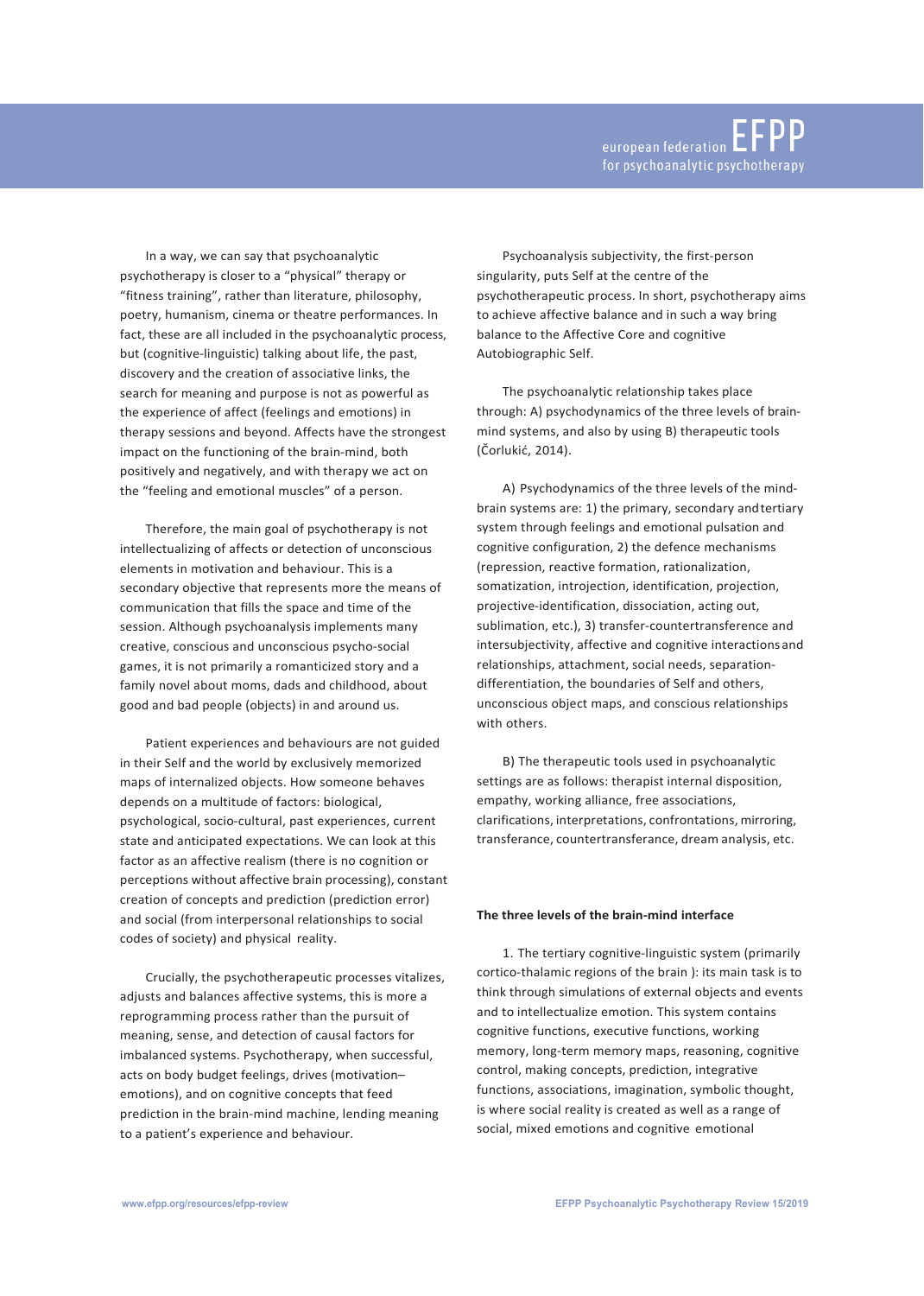In a way, we can say that psychoanalytic psychotherapy is closer to a "physical" therapy or "fitness training", rather than literature, philosophy, poetry, humanism, cinema or theatre performances. In fact, these are all included in the psychoanalytic process, but (cognitive-linguistic) talking about life, the past, discovery and the creation of associative links, the search for meaning and purpose is not as powerful as the experience of affect (feelings and emotions) in therapy sessions and beyond. Affects have the strongest impact on the functioning of the brain-mind, both positively and negatively, and with therapy we act on the "feeling and emotional muscles" of a person.

Therefore, the main goal of psychotherapy is not intellectualizing of affects or detection of unconscious elements in motivation and behaviour. This is a secondary objective that represents more the means of communication that fills the space and time of the session. Although psychoanalysis implements many creative, conscious and unconscious psycho-social games, it is not primarily a romanticized story and a family novel about moms, dads and childhood, about good and bad people (objects) in and around us.

Patient experiences and behaviours are not guided in their Self and the world by exclusively memorized maps of internalized objects. How someone behaves depends on a multitude of factors: biological, psychological, socio-cultural, past experiences, current state and anticipated expectations. We can look at this factor as an affective realism (there is no cognition or perceptions without affective brain processing), constant creation of concepts and prediction (prediction error) and social (from interpersonal relationships to social codes of society) and physical reality.

Crucially, the psychotherapeutic processes vitalizes, adjusts and balances affective systems, this is more a reprogramming process rather than the pursuit of meaning, sense, and detection of causal factors for imbalanced systems. Psychotherapy, when successful, acts on body budget feelings, drives (motivation–emotions), and on cognitive concepts that feed prediction in the brain-mind machine, lending meaning to a patient's experience and behaviour.

Psychoanalysis subjectivity, the first-person singularity, puts Self at the centre of the psychotherapeutic process. In short, psychotherapy aims to achieve affective balance and in such a way bring balance to the Affective Core and cognitive Autobiographic Self.

The psychoanalytic relationship takes place through: A) psychodynamics of the three levels of brain-mind systems, and also by using B) therapeutic tools (Čorlukić, 2014).

A) Psychodynamics of the three levels of the mind-brain systems are: 1) the primary, secondary and tertiary system through feelings and emotional pulsation and cognitive configuration, 2) the defence mechanisms (repression, reactive formation, rationalization, somatization, introjection, identification, projection, projective-identification, dissociation, acting out, sublimation, etc.), 3) transfer-countertransference and intersubjectivity, affective and cognitive interactions and relationships, attachment, social needs, separation-differentiation, the boundaries of Self and others, unconscious object maps, and conscious relationships with others.

B) The therapeutic tools used in psychoanalytic settings are as follows: therapist internal disposition, empathy, working alliance, free associations, clarifications, interpretations, confrontations, mirroring, transference, countertransference, dream analysis, etc.

### The three levels of the brain-mind interface

1. The tertiary cognitive-linguistic system (primarily cortico-thalamic regions of the brain ): its main task is to think through simulations of external objects and events and to intellectualize emotion. This system contains cognitive functions, executive functions, working memory, long-term memory maps, reasoning, cognitive control, making concepts, prediction, integrative functions, associations, imagination, symbolic thought, is where social reality is created as well as a range of social, mixed emotions and cognitive emotional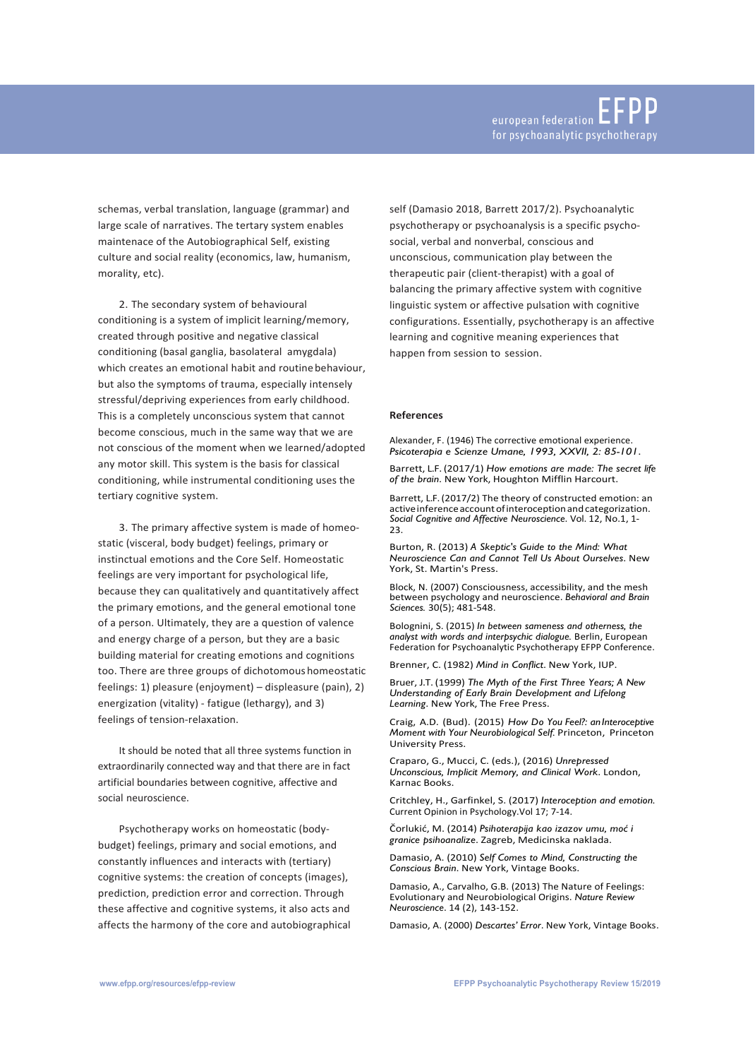schemas, verbal translation, language (grammar) and large scale of narratives. The tertary system enables maintenace of the Autobiographical Self, existing culture and social reality (economics, law, humanism, morality, etc).

2. The secondary system of behavioural conditioning is a system of implicit learning/memory, created through positive and negative classical conditioning (basal ganglia, basolateral amygdala) which creates an emotional habit and routine behaviour, but also the symptoms of trauma, especially intensely stressful/depriving experiences from early childhood. This is a completely unconscious system that cannot become conscious, much in the same way that we are not conscious of the moment when we learned/adopted any motor skill. This system is the basis for classical conditioning, while instrumental conditioning uses the tertiary cognitive system.

3. The primary affective system is made of homeostatic (visceral, body budget) feelings, primary or instinctual emotions and the Core Self. Homeostatic feelings are very important for psychological life, because they can qualitatively and quantitatively affect the primary emotions, and the general emotional tone of a person. Ultimately, they are a question of valence and energy charge of a person, but they are a basic building material for creating emotions and cognitions too. There are three groups of dichotomous homeostatic feelings: 1) pleasure (enjoyment) – displeasure (pain), 2) energization (vitality) - fatigue (lethargy), and 3) feelings of tension-relaxation.

It should be noted that all three systems function in extraordinarily connected way and that there are in fact artificial boundaries between cognitive, affective and social neuroscience.

Psychotherapy works on homeostatic (body-budget) feelings, primary and social emotions, and constantly influences and interacts with (tertiary) cognitive systems: the creation of concepts (images), prediction, prediction error and correction. Through these affective and cognitive systems, it also acts and affects the harmony of the core and autobiographical self (Damasio 2018, Barrett 2017/2). Psychoanalytic psychotherapy or psychoanalysis is a specific psycho-social, verbal and nonverbal, conscious and unconscious, communication play between the therapeutic pair (client-therapist) with a goal of balancing the primary affective system with cognitive linguistic system or affective pulsation with cognitive configurations. Essentially, psychotherapy is an affective learning and cognitive meaning experiences that happen from session to session.

### References

Alexander, F. (1946) The corrective emotional experience. *Psicoterapia e Scienze Umane, 1993, XXVII, 2: 85-101.*

Barrett, L.F. (2017/1) *How emotions are made: The secret life of the brain*. New York, Houghton Mifflin Harcourt.

Barrett, L.F. (2017/2) The theory of constructed emotion: an active inference account of interoception and categorization. *Social Cognitive and Affective Neuroscience*. Vol. 12, No.1, 1-23.

Burton, R. (2013) *A Skeptic's Guide to the Mind: What Neuroscience Can and Cannot Tell Us About Ourselves*. New York, St. Martin's Press.

Block, N. (2007) Consciousness, accessibility, and the mesh between psychology and neuroscience. *Behavioral and Brain Sciences.* 30(5); 481-548.

Bolognini, S. (2015) *In between sameness and otherness, the analyst with words and interpsychic dialogue.* Berlin, European Federation for Psychoanalytic Psychotherapy EFPP Conference.

Brenner, C. (1982) *Mind in Conflict*. New York, IUP.

Bruer, J.T. (1999) *The Myth of the First Three Years; A New Understanding of Early Brain Development and Lifelong Learning*. New York, The Free Press.

Craig, A.D. (Bud). (2015) *How Do You Feel?: an Interoceptive Moment with Your Neurobiological Self.* Princeton, Princeton University Press.

Craparo, G., Mucci, C. (eds.), (2016) *Unrepressed Unconscious, Implicit Memory, and Clinical Work*. London, Karnac Books.

Critchley, H., Garfinkel, S. (2017) *Interoception and emotion.* Current Opinion in Psychology.Vol 17; 7-14.

Čorlukić, M. (2014) *Psihoterapija kao izazov umu, moć i granice psihoanalize*. Zagreb, Medicinska naklada.

Damasio, A. (2010) *Self Comes to Mind, Constructing the Conscious Brain*. New York, Vintage Books.

Damasio, A., Carvalho, G.B. (2013) The Nature of Feelings: Evolutionary and Neurobiological Origins. *Nature Review Neuroscience*. 14 (2), 143-152.

Damasio, A. (2000) *Descartes' Error*. New York, Vintage Books.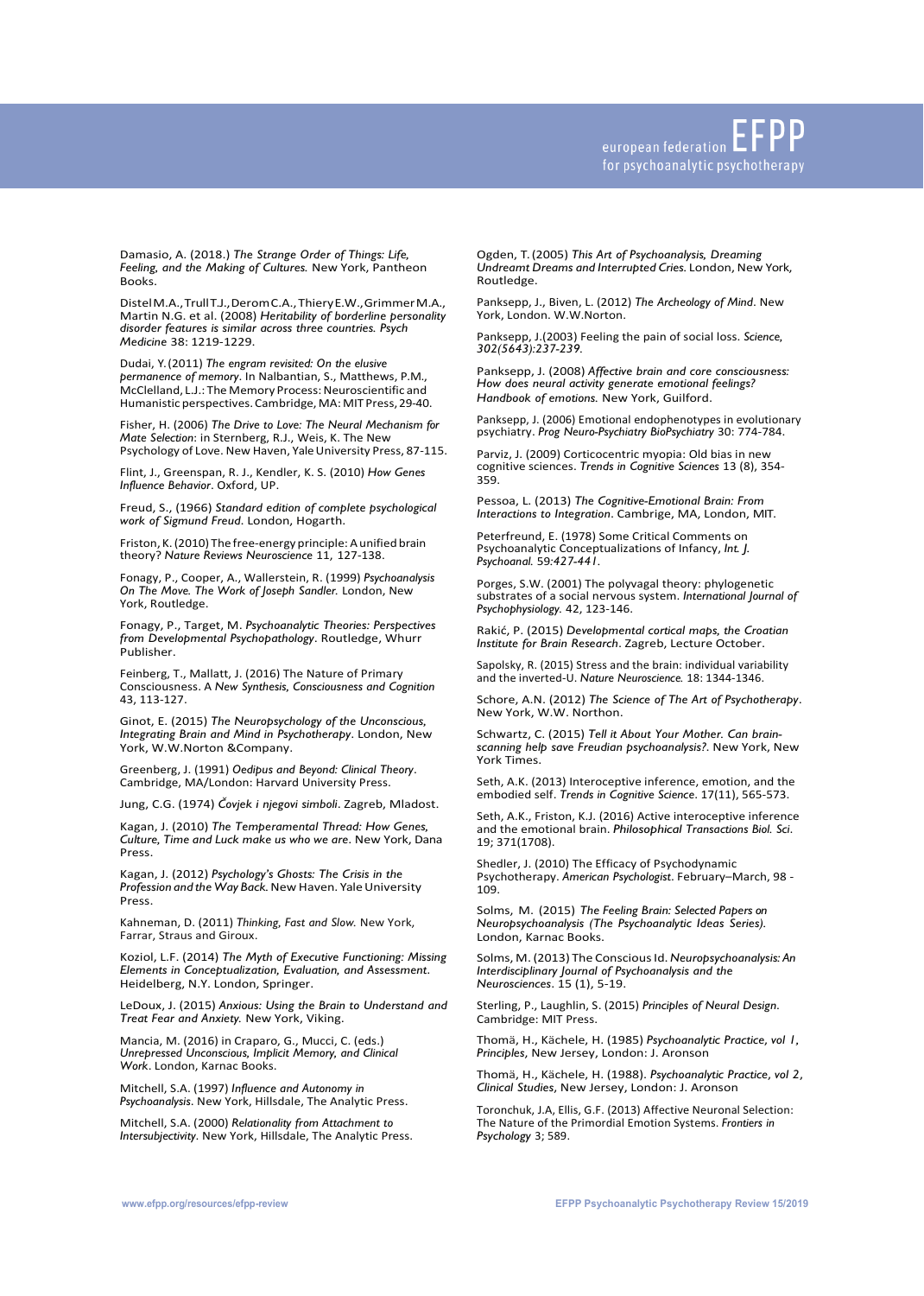Damasio, A. (2018.) *The Strange Order of Things: Life, Feeling, and the Making of Cultures.* New York, Pantheon Books.

Distel M.A., Trull T.J., Derom C.A., Thiery E.W., Grimmer M.A., Martin N.G. et al. (2008) *Heritability of borderline personality disorder features is similar across three countries. Psych Medicine* 38: 1219-1229.

Dudai, Y. (2011) *The engram revisited: On the elusive permanence of memory*. In Nalbantian, S., Matthews, P.M., McClelland, L.J.: The Memory Process: Neuroscientific and Humanistic perspectives. Cambridge, MA: MIT Press, 29-40.

Fisher, H. (2006) *The Drive to Love: The Neural Mechanism for Mate Selection*: in Sternberg, R.J., Weis, K. The New Psychology of Love. New Haven, Yale University Press, 87-115.

Flint, J., Greenspan, R. J., Kendler, K. S. (2010) *How Genes Influence Behavior*. Oxford, UP.

Freud, S., (1966) *Standard edition of complete psychological work of Sigmund Freud*. London, Hogarth.

Friston, K. (2010) The free-energy principle: A unified brain theory? *Nature Reviews Neuroscience* 11, 127-138.

Fonagy, P., Cooper, A., Wallerstein, R. (1999) *Psychoanalysis On The Move. The Work of Joseph Sandler.* London, New York, Routledge.

Fonagy, P., Target, M. *Psychoanalytic Theories: Perspectives from Developmental Psychopathology*. Routledge, Whurr Publisher.

Feinberg, T., Mallatt, J. (2016) The Nature of Primary Consciousness. A *New Synthesis, Consciousness and Cognition* 43, 113-127.

Ginot, E. (2015) *The Neuropsychology of the Unconscious, Integrating Brain and Mind in Psychotherapy*. London, New York, W.W.Norton &Company.

Greenberg, J. (1991) *Oedipus and Beyond: Clinical Theory*. Cambridge, MA/London: Harvard University Press.

Jung, C.G. (1974) *Čovjek i njegovi simboli*. Zagreb, Mladost.

Kagan, J. (2010) *The Temperamental Thread: How Genes, Culture, Time and Luck make us who we are*. New York, Dana Press.

Kagan, J. (2012) *Psychology's Ghosts: The Crisis in the Profession and the Way Back.* New Haven. Yale University Press.

Kahneman, D. (2011) *Thinking, Fast and Slow.* New York, Farrar, Straus and Giroux.

Koziol, L.F. (2014) *The Myth of Executive Functioning: Missing Elements in Conceptualization, Evaluation, and Assessment*. Heidelberg, N.Y. London, Springer.

LeDoux, J. (2015) *Anxious: Using the Brain to Understand and Treat Fear and Anxiety.* New York, Viking.

Mancia, M. (2016) in Craparo, G., Mucci, C. (eds.) *Unrepressed Unconscious, Implicit Memory, and Clinical Work*. London, Karnac Books.

Mitchell, S.A. (1997) *Influence and Autonomy in Psychoanalysis*. New York, Hillsdale, The Analytic Press.

Mitchell, S.A. (2000) *Relationality from Attachment to Intersubjectivity*. New York, Hillsdale, The Analytic Press.

Ogden, T. (2005) *This Art of Psychoanalysis, Dreaming Undreamt Dreams and Interrupted Cries.* London, New York, Routledge.

Panksepp, J., Biven, L. (2012) *The Archeology of Mind*. New York, London. W.W.Norton.

Panksepp, J.(2003) Feeling the pain of social loss. *Science, 302(5643):237-239.*

Panksepp, J. (2008) *Affective brain and core consciousness: How does neural activity generate emotional feelings? Handbook of emotions.* New York, Guilford.

Panksepp, J. (2006) Emotional endophenotypes in evolutionary psychiatry. *Prog Neuro-Psychiatry BioPsychiatry* 30: 774-784.

Parviz, J. (2009) Corticocentric myopia: Old bias in new cognitive sciences. *Trends in Cognitive Sciences* 13 (8), 354-359.

Pessoa, L. (2013) *The Cognitive-Emotional Brain: From Interactions to Integration*. Cambrige, MA, London, MIT.

Peterfreund, E. (1978) Some Critical Comments on Psychoanalytic Conceptualizations of Infancy, *Int. J. Psychoanal. 59:427-441*.

Porges, S.W. (2001) The polyvagal theory: phylogenetic substrates of a social nervous system. *International Journal of Psychophysiology.* 42, 123-146.

Rakić, P. (2015) *Developmental cortical maps, the Croatian Institute for Brain Research*. Zagreb, Lecture October.

Sapolsky, R. (2015) Stress and the brain: individual variability and the inverted-U. *Nature Neuroscience.* 18: 1344-1346.

Schore, A.N. (2012) *The Science of The Art of Psychotherapy*. New York, W.W. Northon.

Schwartz, C. (2015) *Tell it About Your Mother. Can brain-scanning help save Freudian psychoanalysis?*. New York, New York Times.

Seth, A.K. (2013) Interoceptive inference, emotion, and the embodied self. *Trends in Cognitive Science*. 17(11), 565-573.

Seth, A.K., Friston, K.J. (2016) Active interoceptive inference and the emotional brain. *Philosophical Transactions Biol. Sci*. 19; 371(1708).

Shedler, J. (2010) The Efficacy of Psychodynamic Psychotherapy. *American Psychologist*. February–March, 98 - 109.

Solms, M. (2015) *The Feeling Brain: Selected Papers on Neuropsychoanalysis (The Psychoanalytic Ideas Series).* London, Karnac Books.

Solms, M. (2013) The Conscious Id. *Neuropsychoanalysis: An Interdisciplinary Journal of Psychoanalysis and the Neurosciences*. 15 (1), 5-19.

Sterling, P., Laughlin, S. (2015) *Principles of Neural Design*. Cambridge: MIT Press.

Thomä, H., Kächele, H. (1985) *Psychoanalytic Practice, vol 1, Principles*, New Jersey, London: J. Aronson

Thomä, H., Kächele, H. (1988). *Psychoanalytic Practice, vol 2, Clinical Studies*, New Jersey, London: J. Aronson

Toronchuk, J.A, Ellis, G.F. (2013) Affective Neuronal Selection: The Nature of the Primordial Emotion Systems. *Frontiers in Psychology* 3; 589.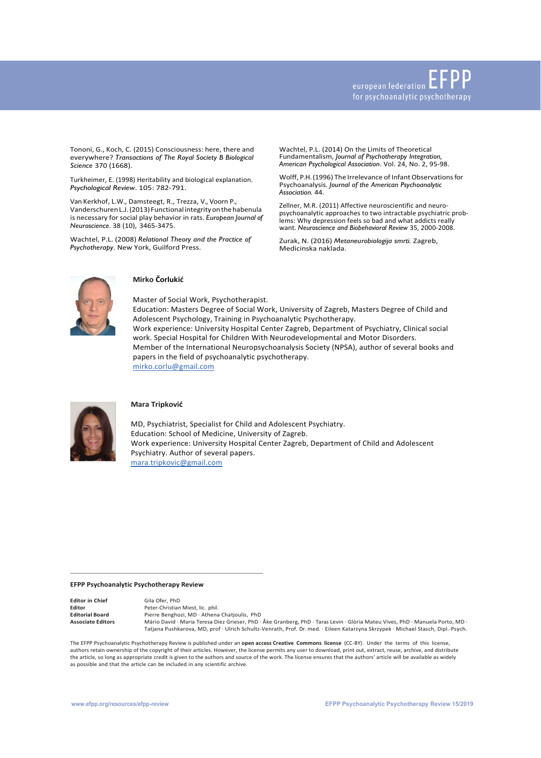Tononi, G., Koch, C. (2015) Consciousness: here, there and everywhere? *Transactions of The Royal Society B Biological Science* 370 (1668).

Turkheimer, E. (1998) Heritability and biological explanation. *Psychological Review*. 105: 782-791.

Van Kerkhof, L.W., Damsteegt, R., Trezza, V., Voorn P., Vanderschuren L.J. (2013) Functional integrity on the habenula is necessary for social play behavior in rats. *European Journal of Neuroscience*. 38 (10), 3465-3475.

Wachtel, P.L. (2008) *Relational Theory and the Practice of Psychotherapy*. New York, Guilford Press.

Wachtel, P.L. (2014) On the Limits of Theoretical Fundamentalism, *Journal of Psychotherapy Integration, American Psychological Association*. Vol. 24, No. 2, 95-98.

Wolff, P.H. (1996) The Irrelevance of Infant Observations for Psychoanalysis. *Journal of the American Psychoanalytic Association.* 44.

Zellner, M.R. (2011) Affective neuroscientific and neuro-psychoanalytic approaches to two intractable psychiatric problems: Why depression feels so bad and what addicts really want. *Neuroscience and Biobehavioral Review* 35, 2000-2008.

Zurak, N. (2016) *Metaneurobiologija smrti.* Zagreb, Medicinska naklada.

**Mirko Čorlukić**

Master of Social Work, Psychotherapist.
Education: Masters Degree of Social Work, University of Zagreb, Masters Degree of Child and Adolescent Psychology, Training in Psychoanalytic Psychotherapy.
Work experience: University Hospital Center Zagreb, Department of Psychiatry, Clinical social work. Special Hospital for Children With Neurodevelopmental and Motor Disorders.
Member of the International Neuropsychoanalysis Society (NPSA), author of several books and papers in the field of psychoanalytic psychotherapy.
mirko.corlu@gmail.com

**Mara Tripković**

MD, Psychiatrist, Specialist for Child and Adolescent Psychiatry.
Education: School of Medicine, University of Zagreb.
Work experience: University Hospital Center Zagreb, Department of Child and Adolescent Psychiatry. Author of several papers.
mara.tripkovic@gmail.com

**EFPP Psychoanalytic Psychotherapy Review**

| | |
|---|---|
| **Editor in Chief** | Gila Ofer, PhD |
| **Editor** | Peter-Christian Miest, lic. phil. |
| **Editorial Board** | Pierre Benghozi, MD · Athena Chatjoulis, PhD |
| **Associate Editors** | Mário David · Maria Teresa Diez Grieser, PhD · Åke Granberg, PhD · Taras Levin · Glòria Mateu Vives, PhD · Manuela Porto, MD · Tatjana Pushkarova, MD, prof · Ulrich Schultz-Venrath, Prof. Dr. med. · Eileen Katarzyna Skrzypek · Michael Stasch, Dipl.-Psych. |

The EFPP Psychoanalytic Psychotherapy Review is published under an **open access Creative Commons license** (CC-BY). Under the terms of this license, authors retain ownership of the copyright of their articles. However, the license permits any user to download, print out, extract, reuse, archive, and distribute the article, so long as appropriate credit is given to the authors and source of the work. The license ensures that the authors' article will be available as widely as possible and that the article can be included in any scientific archive.